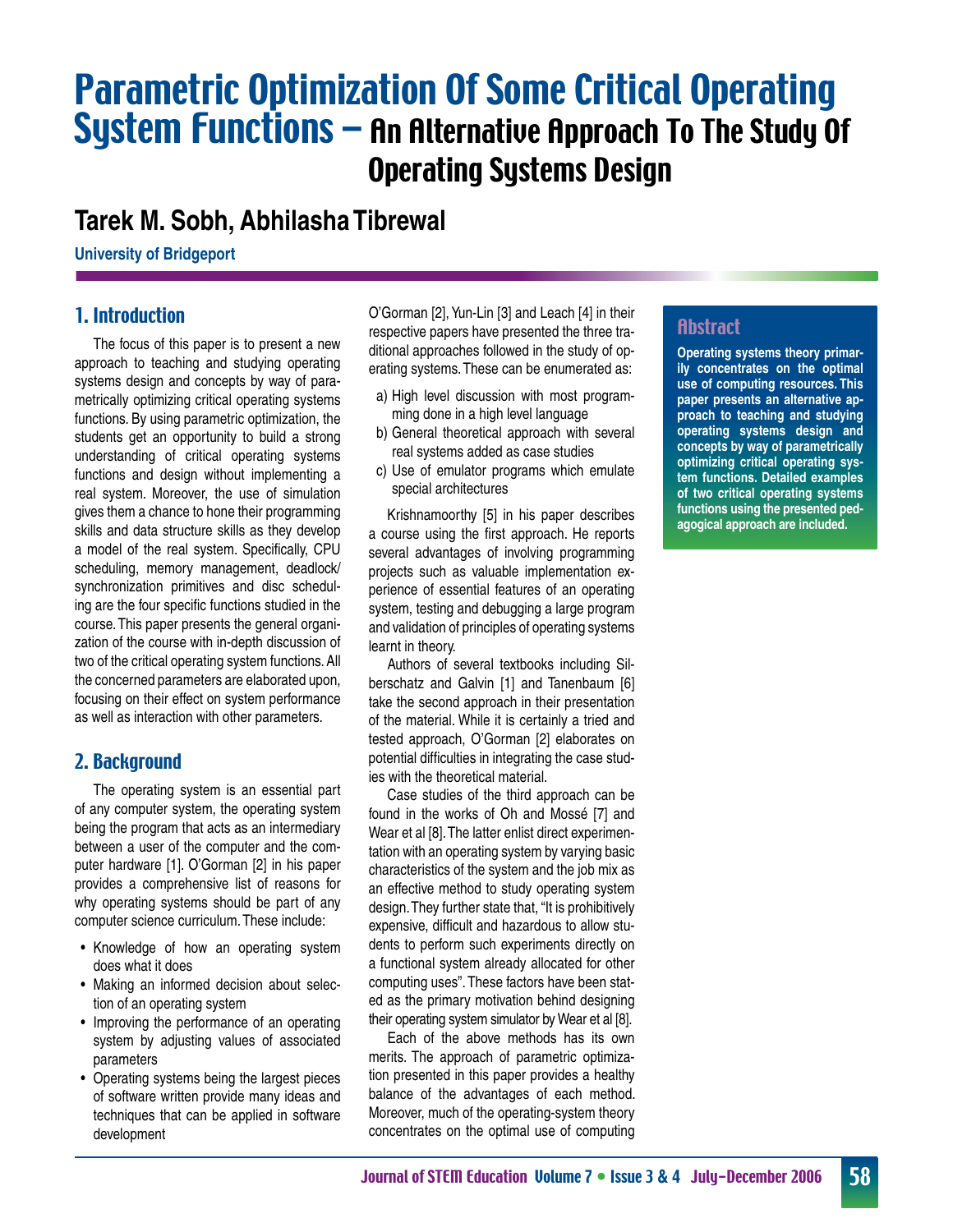# Parametric Optimization Of Some Critical Operating System Functions – An Alternative Approach To The Study Of Operating Systems Design

## Tarek M. Sobh, Abhilasha Tibrewal

**University of Bridgeport**

## Abstract

**Operating systems theory primarily concentrates on the optimal use of computing resources. This paper presents an alternative approach to teaching and studying operating systems design and concepts by way of parametrically optimizing critical operating system functions. Detailed examples of two critical operating systems functions using the presented pedagogical approach are included.**

## 1. Introduction

The focus of this paper is to present a new approach to teaching and studying operating systems design and concepts by way of parametrically optimizing critical operating systems functions. By using parametric optimization, the students get an opportunity to build a strong understanding of critical operating systems functions and design without implementing a real system. Moreover, the use of simulation gives them a chance to hone their programming skills and data structure skills as they develop a model of the real system. Specifically, CPU scheduling, memory management, deadlock/synchronization primitives and disc scheduling are the four specific functions studied in the course. This paper presents the general organization of the course with in-depth discussion of two of the critical operating system functions. All the concerned parameters are elaborated upon, focusing on their effect on system performance as well as interaction with other parameters.

## 2. Background

The operating system is an essential part of any computer system, the operating system being the program that acts as an intermediary between a user of the computer and the computer hardware [1]. O'Gorman [2] in his paper provides a comprehensive list of reasons for why operating systems should be part of any computer science curriculum. These include:

- Knowledge of how an operating system does what it does
- Making an informed decision about selection of an operating system
- Improving the performance of an operating system by adjusting values of associated parameters
- Operating systems being the largest pieces of software written provide many ideas and techniques that can be applied in software development

O'Gorman [2], Yun-Lin [3] and Leach [4] in their respective papers have presented the three traditional approaches followed in the study of operating systems. These can be enumerated as:

a) High level discussion with most programming done in a high level language
b) General theoretical approach with several real systems added as case studies
c) Use of emulator programs which emulate special architectures

Krishnamoorthy [5] in his paper describes a course using the first approach. He reports several advantages of involving programming projects such as valuable implementation experience of essential features of an operating system, testing and debugging a large program and validation of principles of operating systems learnt in theory.

Authors of several textbooks including Silberschatz and Galvin [1] and Tanenbaum [6] take the second approach in their presentation of the material. While it is certainly a tried and tested approach, O'Gorman [2] elaborates on potential difficulties in integrating the case studies with the theoretical material.

Case studies of the third approach can be found in the works of Oh and Mossé [7] and Wear et al [8]. The latter enlist direct experimentation with an operating system by varying basic characteristics of the system and the job mix as an effective method to study operating system design. They further state that, "It is prohibitively expensive, difficult and hazardous to allow students to perform such experiments directly on a functional system already allocated for other computing uses". These factors have been stated as the primary motivation behind designing their operating system simulator by Wear et al [8].

Each of the above methods has its own merits. The approach of parametric optimization presented in this paper provides a healthy balance of the advantages of each method. Moreover, much of the operating-system theory concentrates on the optimal use of computing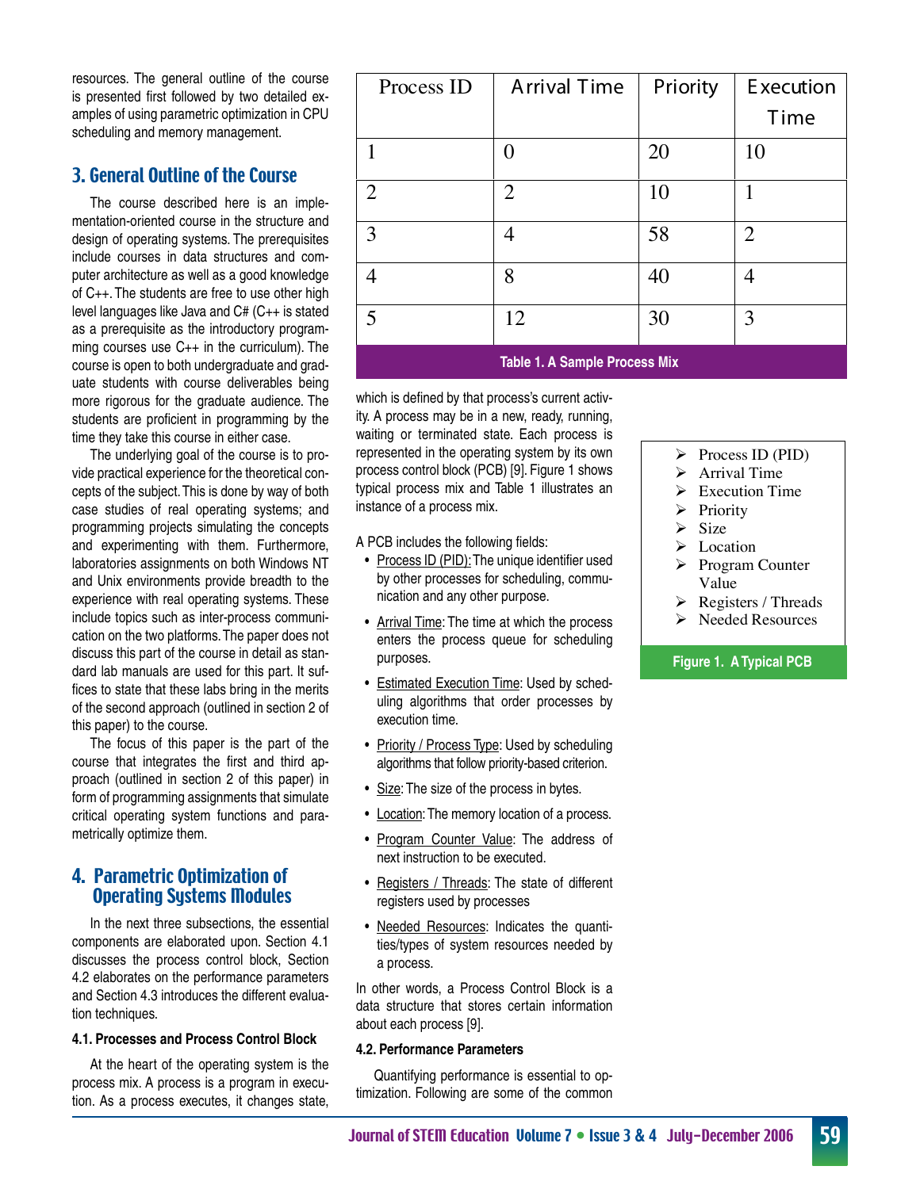resources. The general outline of the course is presented first followed by two detailed examples of using parametric optimization in CPU scheduling and memory management.

## 3. General Outline of the Course

The course described here is an implementation-oriented course in the structure and design of operating systems. The prerequisites include courses in data structures and computer architecture as well as a good knowledge of C++. The students are free to use other high level languages like Java and C# (C++ is stated as a prerequisite as the introductory programming courses use C++ in the curriculum). The course is open to both undergraduate and graduate students with course deliverables being more rigorous for the graduate audience. The students are proficient in programming by the time they take this course in either case.

The underlying goal of the course is to provide practical experience for the theoretical concepts of the subject. This is done by way of both case studies of real operating systems; and programming projects simulating the concepts and experimenting with them. Furthermore, laboratories assignments on both Windows NT and Unix environments provide breadth to the experience with real operating systems. These include topics such as inter-process communication on the two platforms. The paper does not discuss this part of the course in detail as standard lab manuals are used for this part. It suffices to state that these labs bring in the merits of the second approach (outlined in section 2 of this paper) to the course.

The focus of this paper is the part of the course that integrates the first and third approach (outlined in section 2 of this paper) in form of programming assignments that simulate critical operating system functions and parametrically optimize them.

## 4. Parametric Optimization of Operating Systems Modules

In the next three subsections, the essential components are elaborated upon. Section 4.1 discusses the process control block, Section 4.2 elaborates on the performance parameters and Section 4.3 introduces the different evaluation techniques.

### 4.1. Processes and Process Control Block

At the heart of the operating system is the process mix. A process is a program in execution. As a process executes, it changes state, which is defined by that process's current activity. A process may be in a new, ready, running, waiting or terminated state. Each process is represented in the operating system by its own process control block (PCB) [9]. Figure 1 shows typical process mix and Table 1 illustrates an instance of a process mix.

| Process ID | Arrival Time | Priority | Execution Time |
|---|---|---|---|
| 1 | 0 | 20 | 10 |
| 2 | 2 | 10 | 1 |
| 3 | 4 | 58 | 2 |
| 4 | 8 | 40 | 4 |
| 5 | 12 | 30 | 3 |

**Table 1. A Sample Process Mix**

A PCB includes the following fields:

- Process ID (PID): The unique identifier used by other processes for scheduling, communication and any other purpose.
- Arrival Time: The time at which the process enters the process queue for scheduling purposes.
- Estimated Execution Time: Used by scheduling algorithms that order processes by execution time.
- Priority / Process Type: Used by scheduling algorithms that follow priority-based criterion.
- Size: The size of the process in bytes.
- Location: The memory location of a process.
- Program Counter Value: The address of next instruction to be executed.
- Registers / Threads: The state of different registers used by processes
- Needed Resources: Indicates the quantities/types of system resources needed by a process.

In other words, a Process Control Block is a data structure that stores certain information about each process [9].

> - Process ID (PID)
> - Arrival Time
> - Execution Time
> - Priority
> - Size
> - Location
> - Program Counter Value
> - Registers / Threads
> - Needed Resources

**Figure 1. A Typical PCB**

### 4.2. Performance Parameters

Quantifying performance is essential to optimization. Following are some of the common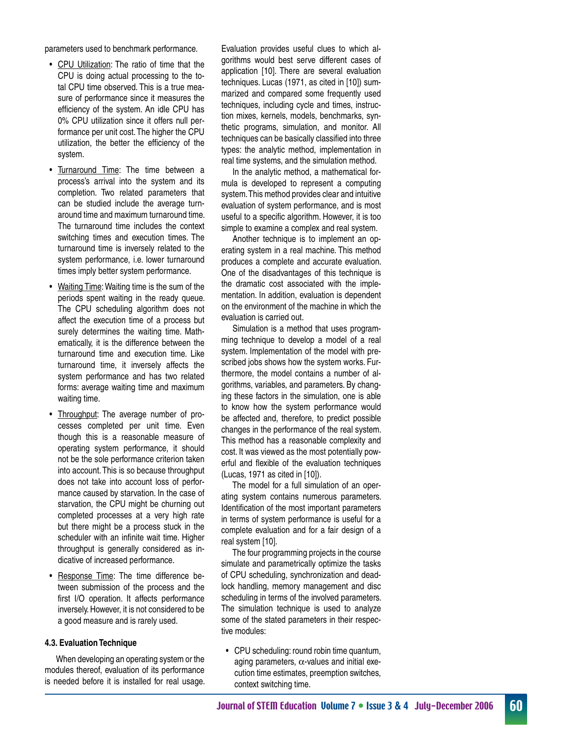parameters used to benchmark performance.

- <u>CPU Utilization</u>: The ratio of time that the CPU is doing actual processing to the total CPU time observed. This is a true measure of performance since it measures the efficiency of the system. An idle CPU has 0% CPU utilization since it offers null performance per unit cost. The higher the CPU utilization, the better the efficiency of the system.
- <u>Turnaround Time</u>: The time between a process's arrival into the system and its completion. Two related parameters that can be studied include the average turnaround time and maximum turnaround time. The turnaround time includes the context switching times and execution times. The turnaround time is inversely related to the system performance, i.e. lower turnaround times imply better system performance.
- <u>Waiting Time</u>: Waiting time is the sum of the periods spent waiting in the ready queue. The CPU scheduling algorithm does not affect the execution time of a process but surely determines the waiting time. Mathematically, it is the difference between the turnaround time and execution time. Like turnaround time, it inversely affects the system performance and has two related forms: average waiting time and maximum waiting time.
- <u>Throughput</u>: The average number of processes completed per unit time. Even though this is a reasonable measure of operating system performance, it should not be the sole performance criterion taken into account. This is so because throughput does not take into account loss of performance caused by starvation. In the case of starvation, the CPU might be churning out completed processes at a very high rate but there might be a process stuck in the scheduler with an infinite wait time. Higher throughput is generally considered as indicative of increased performance.
- <u>Response Time</u>: The time difference between submission of the process and the first I/O operation. It affects performance inversely. However, it is not considered to be a good measure and is rarely used.

#### 4.3. Evaluation Technique

When developing an operating system or the modules thereof, evaluation of its performance is needed before it is installed for real usage. Evaluation provides useful clues to which algorithms would best serve different cases of application [10]. There are several evaluation techniques. Lucas (1971, as cited in [10]) summarized and compared some frequently used techniques, including cycle and times, instruction mixes, kernels, models, benchmarks, synthetic programs, simulation, and monitor. All techniques can be basically classified into three types: the analytic method, implementation in real time systems, and the simulation method.

In the analytic method, a mathematical formula is developed to represent a computing system. This method provides clear and intuitive evaluation of system performance, and is most useful to a specific algorithm. However, it is too simple to examine a complex and real system.

Another technique is to implement an operating system in a real machine. This method produces a complete and accurate evaluation. One of the disadvantages of this technique is the dramatic cost associated with the implementation. In addition, evaluation is dependent on the environment of the machine in which the evaluation is carried out.

Simulation is a method that uses programming technique to develop a model of a real system. Implementation of the model with prescribed jobs shows how the system works. Furthermore, the model contains a number of algorithms, variables, and parameters. By changing these factors in the simulation, one is able to know how the system performance would be affected and, therefore, to predict possible changes in the performance of the real system. This method has a reasonable complexity and cost. It was viewed as the most potentially powerful and flexible of the evaluation techniques (Lucas, 1971 as cited in [10]).

The model for a full simulation of an operating system contains numerous parameters. Identification of the most important parameters in terms of system performance is useful for a complete evaluation and for a fair design of a real system [10].

The four programming projects in the course simulate and parametrically optimize the tasks of CPU scheduling, synchronization and deadlock handling, memory management and disc scheduling in terms of the involved parameters. The simulation technique is used to analyze some of the stated parameters in their respective modules:

- CPU scheduling: round robin time quantum, aging parameters, $\alpha$-values and initial execution time estimates, preemption switches, context switching time.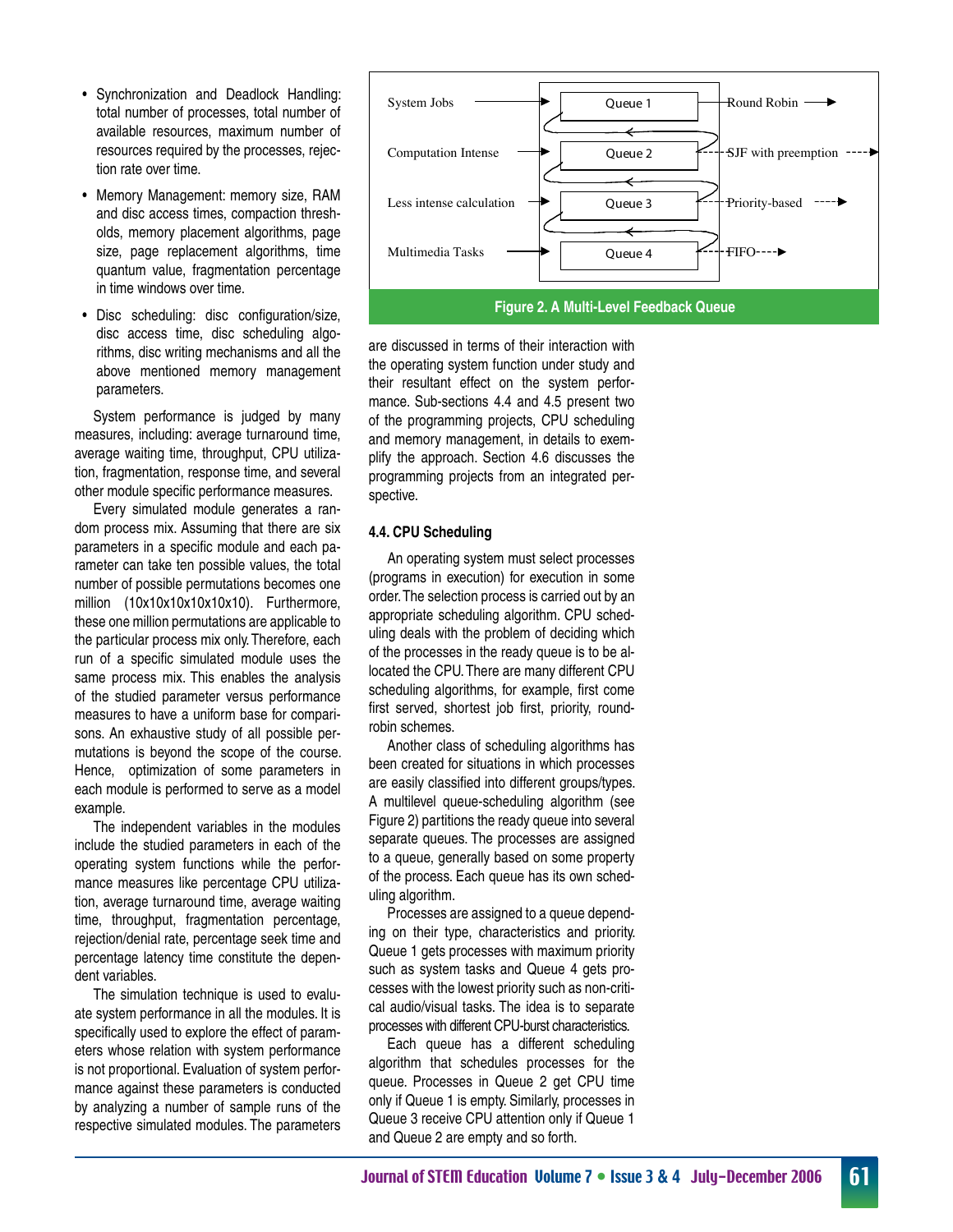- Synchronization and Deadlock Handling: total number of processes, total number of available resources, maximum number of resources required by the processes, rejection rate over time.
- Memory Management: memory size, RAM and disc access times, compaction thresholds, memory placement algorithms, page size, page replacement algorithms, time quantum value, fragmentation percentage in time windows over time.
- Disc scheduling: disc configuration/size, disc access time, disc scheduling algorithms, disc writing mechanisms and all the above mentioned memory management parameters.

System performance is judged by many measures, including: average turnaround time, average waiting time, throughput, CPU utilization, fragmentation, response time, and several other module specific performance measures.

Every simulated module generates a random process mix. Assuming that there are six parameters in a specific module and each parameter can take ten possible values, the total number of possible permutations becomes one million (10x10x10x10x10x10). Furthermore, these one million permutations are applicable to the particular process mix only. Therefore, each run of a specific simulated module uses the same process mix. This enables the analysis of the studied parameter versus performance measures to have a uniform base for comparisons. An exhaustive study of all possible permutations is beyond the scope of the course. Hence, optimization of some parameters in each module is performed to serve as a model example.

The independent variables in the modules include the studied parameters in each of the operating system functions while the performance measures like percentage CPU utilization, average turnaround time, average waiting time, throughput, fragmentation percentage, rejection/denial rate, percentage seek time and percentage latency time constitute the dependent variables.

The simulation technique is used to evaluate system performance in all the modules. It is specifically used to explore the effect of parameters whose relation with system performance is not proportional. Evaluation of system performance against these parameters is conducted by analyzing a number of sample runs of the respective simulated modules. The parameters are discussed in terms of their interaction with the operating system function under study and their resultant effect on the system performance. Sub-sections 4.4 and 4.5 present two of the programming projects, CPU scheduling and memory management, in details to exemplify the approach. Section 4.6 discusses the programming projects from an integrated perspective.

| Job type | Queue | Scheduling |
|---|---|---|
| System Jobs | Queue 1 | Round Robin |
| Computation Intense | Queue 2 | SJF with preemption |
| Less intense calculation | Queue 3 | Priority-based |
| Multimedia Tasks | Queue 4 | FIFO |

**Figure 2. A Multi-Level Feedback Queue**

### 4.4. CPU Scheduling

An operating system must select processes (programs in execution) for execution in some order. The selection process is carried out by an appropriate scheduling algorithm. CPU scheduling deals with the problem of deciding which of the processes in the ready queue is to be allocated the CPU. There are many different CPU scheduling algorithms, for example, first come first served, shortest job first, priority, round-robin schemes.

Another class of scheduling algorithms has been created for situations in which processes are easily classified into different groups/types. A multilevel queue-scheduling algorithm (see Figure 2) partitions the ready queue into several separate queues. The processes are assigned to a queue, generally based on some property of the process. Each queue has its own scheduling algorithm.

Processes are assigned to a queue depending on their type, characteristics and priority. Queue 1 gets processes with maximum priority such as system tasks and Queue 4 gets processes with the lowest priority such as non-critical audio/visual tasks. The idea is to separate processes with different CPU-burst characteristics.

Each queue has a different scheduling algorithm that schedules processes for the queue. Processes in Queue 2 get CPU time only if Queue 1 is empty. Similarly, processes in Queue 3 receive CPU attention only if Queue 1 and Queue 2 are empty and so forth.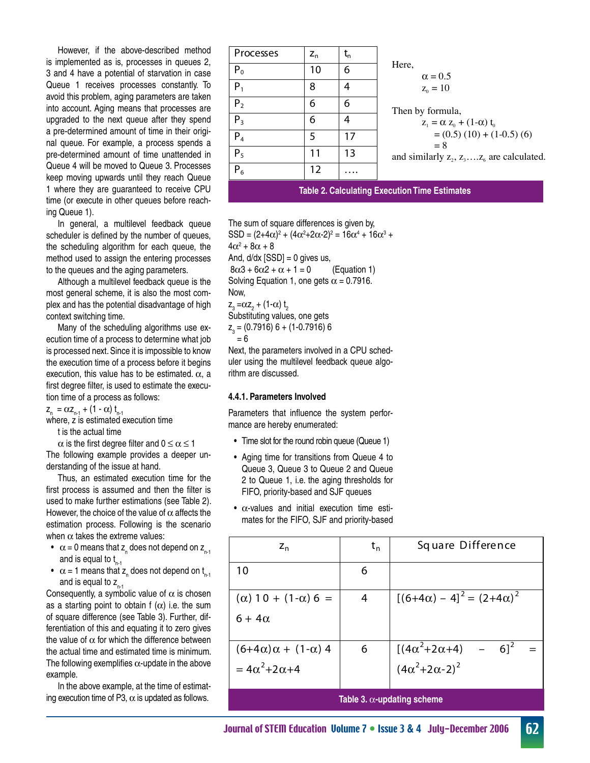However, if the above-described method is implemented as is, processes in queues 2, 3 and 4 have a potential of starvation in case Queue 1 receives processes constantly. To avoid this problem, aging parameters are taken into account. Aging means that processes are upgraded to the next queue after they spend a pre-determined amount of time in their original queue. For example, a process spends a pre-determined amount of time unattended in Queue 4 will be moved to Queue 3. Processes keep moving upwards until they reach Queue 1 where they are guaranteed to receive CPU time (or execute in other queues before reaching Queue 1).

In general, a multilevel feedback queue scheduler is defined by the number of queues, the scheduling algorithm for each queue, the method used to assign the entering processes to the queues and the aging parameters.

Although a multilevel feedback queue is the most general scheme, it is also the most complex and has the potential disadvantage of high context switching time.

Many of the scheduling algorithms use execution time of a process to determine what job is processed next. Since it is impossible to know the execution time of a process before it begins execution, this value has to be estimated. $\alpha$, a first degree filter, is used to estimate the execution time of a process as follows:

$z_n = \alpha z_{n-1} + (1 - \alpha)\, t_{n-1}$

where, z is estimated execution time

t is the actual time

$\alpha$ is the first degree filter and $0 \le \alpha \le 1$

The following example provides a deeper understanding of the issue at hand.

Thus, an estimated execution time for the first process is assumed and then the filter is used to make further estimations (see Table 2). However, the choice of the value of $\alpha$ affects the estimation process. Following is the scenario when $\alpha$ takes the extreme values:

- $\alpha = 0$ means that $z_n$ does not depend on $z_{n-1}$ and is equal to $t_{n-1}$
- $\alpha = 1$ means that $z_n$ does not depend on $t_{n-1}$ and is equal to $z_{n-1}$

Consequently, a symbolic value of $\alpha$ is chosen as a starting point to obtain f ($\alpha$) i.e. the sum of square difference (see Table 3). Further, differentiation of this and equating it to zero gives the value of $\alpha$ for which the difference between the actual time and estimated time is minimum. The following exemplifies $\alpha$-update in the above example.

In the above example, at the time of estimating execution time of P3, $\alpha$ is updated as follows.

| Processes | $z_n$ | $t_n$ |
|---|---|---|
| $P_0$ | 10 | 6 |
| $P_1$ | 8 | 4 |
| $P_2$ | 6 | 6 |
| $P_3$ | 6 | 4 |
| $P_4$ | 5 | 17 |
| $P_5$ | 11 | 13 |
| $P_6$ | 12 | …. |

Here,

$\alpha = 0.5$

$z_0 = 10$

Then by formula,

$z_1 = \alpha\, z_0 + (1\text{-}\alpha)\, t_0$

$= (0.5)\,(10) + (1\text{-}0.5)\,(6)$

$= 8$

and similarly $z_2, z_3 \ldots . z_6$ are calculated.

**Table 2. Calculating Execution Time Estimates**

The sum of square differences is given by,

$SSD = (2+4\alpha)^2 + (4\alpha^2+2\alpha\text{-}2)^2 = 16\alpha^4 + 16\alpha^3 + 4\alpha^2 + 8\alpha + 8$

And, d/dx [SSD] = 0 gives us,

$8\alpha 3 + 6\alpha 2 + \alpha + 1 = 0$ (Equation 1)

Solving Equation 1, one gets $\alpha = 0.7916$.

Now,

$z_3 = \alpha z_2 + (1\text{-}\alpha)\, t_2$

Substituting values, one gets

$z_3 = (0.7916)\, 6 + (1\text{-}0.7916)\, 6$

$= 6$

Next, the parameters involved in a CPU scheduler using the multilevel feedback queue algorithm are discussed.

#### 4.4.1. Parameters Involved

Parameters that influence the system performance are hereby enumerated:

- Time slot for the round robin queue (Queue 1)
- Aging time for transitions from Queue 4 to Queue 3, Queue 3 to Queue 2 and Queue 2 to Queue 1, i.e. the aging thresholds for FIFO, priority-based and SJF queues
- $\alpha$-values and initial execution time estimates for the FIFO, SJF and priority-based

| $z_n$ | $t_n$ | Square Difference |
|---|---|---|
| 10 | 6 | |
| $(\alpha)\,10 + (1\text{-}\alpha)\,6 = 6 + 4\alpha$ | 4 | $[(6+4\alpha) - 4]^2 = (2+4\alpha)^2$ |
| $(6+4\alpha)\alpha + (1\text{-}\alpha)\,4 = 4\alpha^2+2\alpha+4$ | 6 | $[(4\alpha^2+2\alpha+4) - 6]^2 = (4\alpha^2+2\alpha\text{-}2)^2$ |

**Table 3. $\alpha$-updating scheme**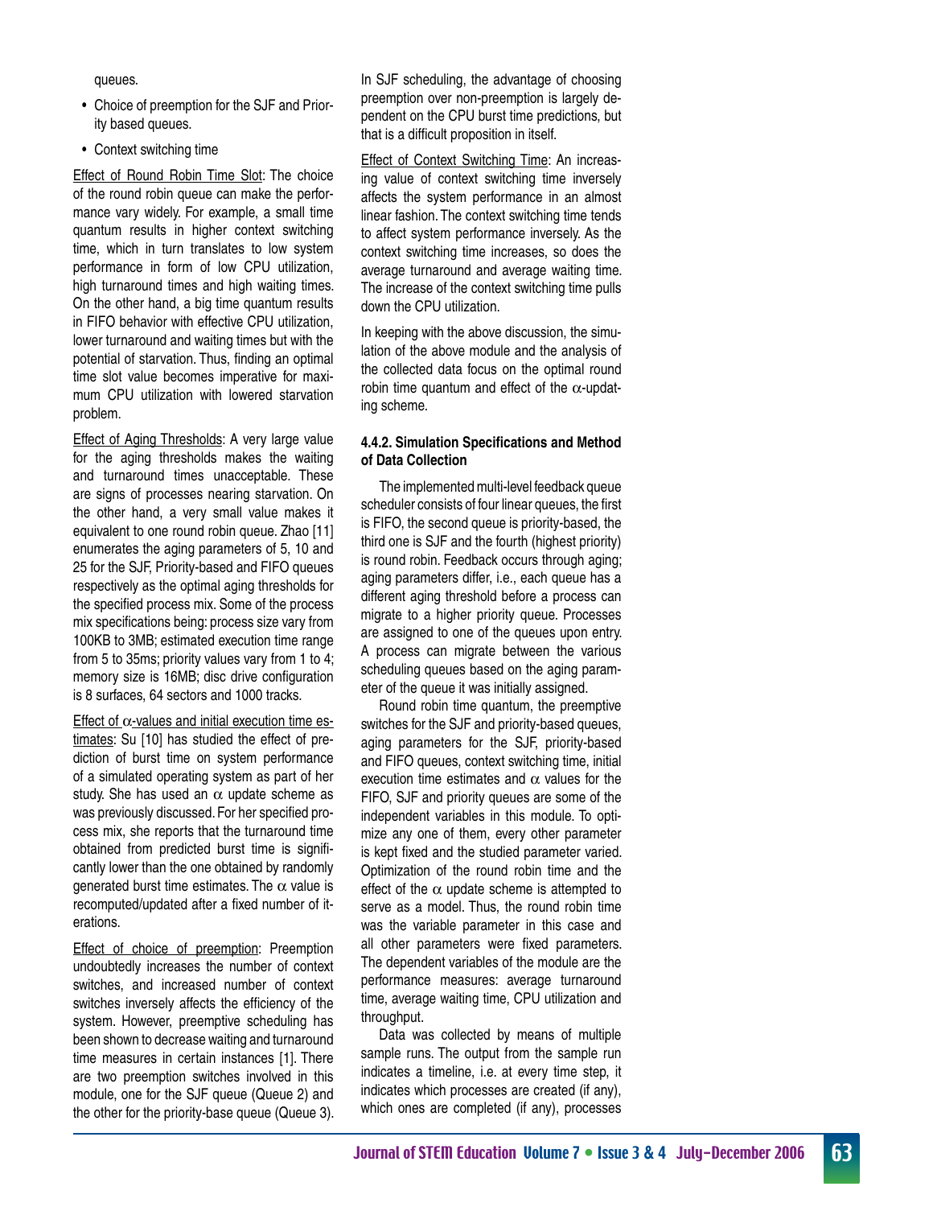queues.

- Choice of preemption for the SJF and Priority based queues.
- Context switching time

Effect of Round Robin Time Slot: The choice of the round robin queue can make the performance vary widely. For example, a small time quantum results in higher context switching time, which in turn translates to low system performance in form of low CPU utilization, high turnaround times and high waiting times. On the other hand, a big time quantum results in FIFO behavior with effective CPU utilization, lower turnaround and waiting times but with the potential of starvation. Thus, finding an optimal time slot value becomes imperative for maximum CPU utilization with lowered starvation problem.

Effect of Aging Thresholds: A very large value for the aging thresholds makes the waiting and turnaround times unacceptable. These are signs of processes nearing starvation. On the other hand, a very small value makes it equivalent to one round robin queue. Zhao [11] enumerates the aging parameters of 5, 10 and 25 for the SJF, Priority-based and FIFO queues respectively as the optimal aging thresholds for the specified process mix. Some of the process mix specifications being: process size vary from 100KB to 3MB; estimated execution time range from 5 to 35ms; priority values vary from 1 to 4; memory size is 16MB; disc drive configuration is 8 surfaces, 64 sectors and 1000 tracks.

Effect of $\alpha$-values and initial execution time estimates: Su [10] has studied the effect of prediction of burst time on system performance of a simulated operating system as part of her study. She has used an $\alpha$ update scheme as was previously discussed. For her specified process mix, she reports that the turnaround time obtained from predicted burst time is significantly lower than the one obtained by randomly generated burst time estimates. The $\alpha$ value is recomputed/updated after a fixed number of iterations.

Effect of choice of preemption: Preemption undoubtedly increases the number of context switches, and increased number of context switches inversely affects the efficiency of the system. However, preemptive scheduling has been shown to decrease waiting and turnaround time measures in certain instances [1]. There are two preemption switches involved in this module, one for the SJF queue (Queue 2) and the other for the priority-base queue (Queue 3). In SJF scheduling, the advantage of choosing preemption over non-preemption is largely dependent on the CPU burst time predictions, but that is a difficult proposition in itself.

Effect of Context Switching Time: An increasing value of context switching time inversely affects the system performance in an almost linear fashion. The context switching time tends to affect system performance inversely. As the context switching time increases, so does the average turnaround and average waiting time. The increase of the context switching time pulls down the CPU utilization.

In keeping with the above discussion, the simulation of the above module and the analysis of the collected data focus on the optimal round robin time quantum and effect of the $\alpha$-updating scheme.

#### 4.4.2. Simulation Specifications and Method of Data Collection

The implemented multi-level feedback queue scheduler consists of four linear queues, the first is FIFO, the second queue is priority-based, the third one is SJF and the fourth (highest priority) is round robin. Feedback occurs through aging; aging parameters differ, i.e., each queue has a different aging threshold before a process can migrate to a higher priority queue. Processes are assigned to one of the queues upon entry. A process can migrate between the various scheduling queues based on the aging parameter of the queue it was initially assigned.

Round robin time quantum, the preemptive switches for the SJF and priority-based queues, aging parameters for the SJF, priority-based and FIFO queues, context switching time, initial execution time estimates and $\alpha$ values for the FIFO, SJF and priority queues are some of the independent variables in this module. To optimize any one of them, every other parameter is kept fixed and the studied parameter varied. Optimization of the round robin time and the effect of the $\alpha$ update scheme is attempted to serve as a model. Thus, the round robin time was the variable parameter in this case and all other parameters were fixed parameters. The dependent variables of the module are the performance measures: average turnaround time, average waiting time, CPU utilization and throughput.

Data was collected by means of multiple sample runs. The output from the sample run indicates a timeline, i.e. at every time step, it indicates which processes are created (if any), which ones are completed (if any), processes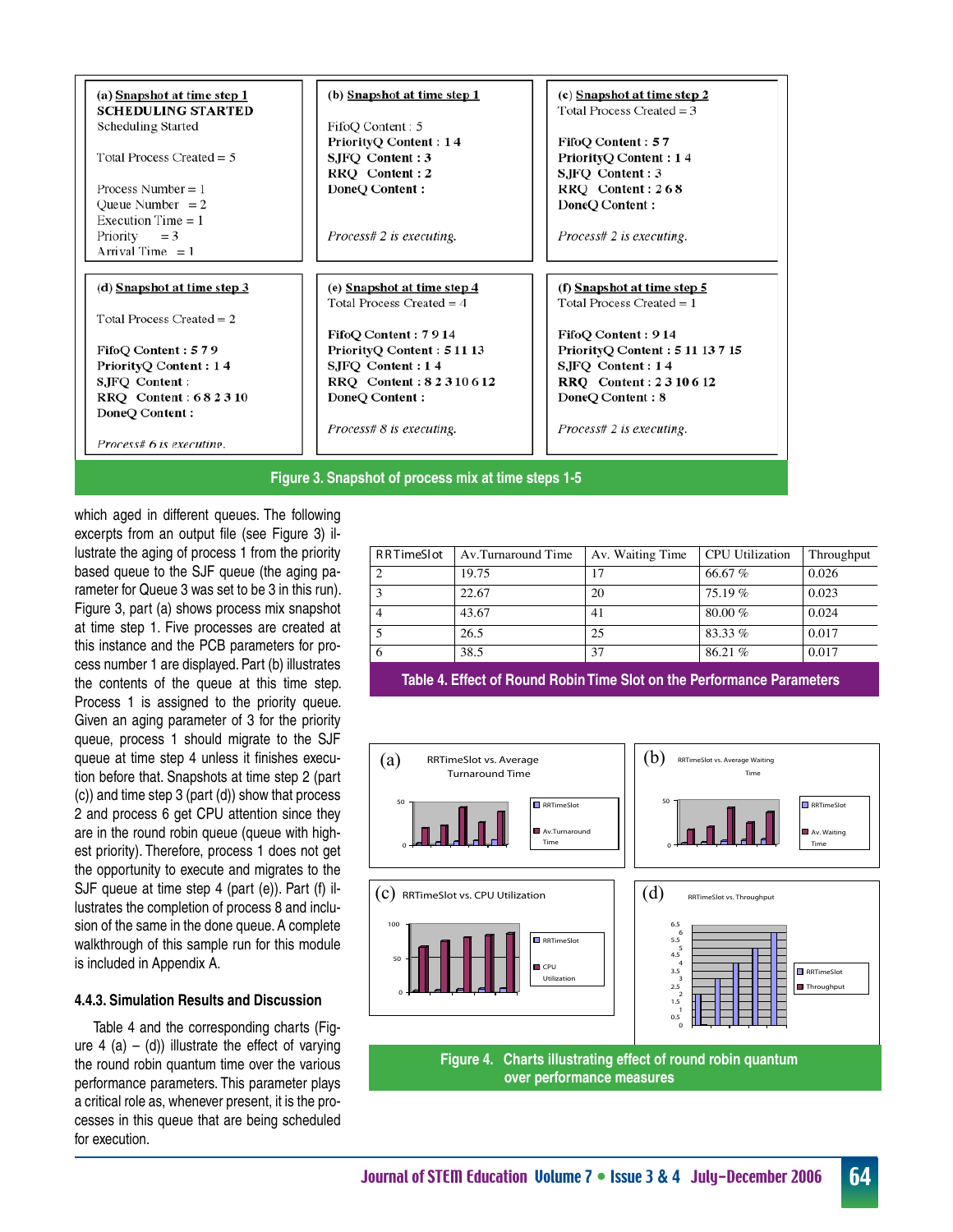(a) Snapshot at time step 1
**SCHEDULING STARTED**
Scheduling Started

Total Process Created = 5

Process Number = 1
Queue Number = 2
Execution Time = 1
Priority = 3
Arrival Time = 1

(b) Snapshot at time step 1

FifoQ Content : 5
**PriorityQ Content : 1 4**
**SJFQ Content : 3**
**RRQ Content : 2**
**DoneQ Content :**

*Process# 2 is executing.*

(c) Snapshot at time step 2
Total Process Created = 3

**FifoQ Content : 5 7**
**PriorityQ Content : 1 4**
**SJFQ Content : 3**
**RRQ Content : 2 6 8**
**DoneQ Content :**

*Process# 2 is executing.*

(d) Snapshot at time step 3

Total Process Created = 2

**FifoQ Content : 5 7 9**
**PriorityQ Content : 1 4**
**SJFQ Content :**
**RRQ Content : 6 8 2 3 10**
**DoneQ Content :**

*Process# 6 is executing.*

(e) Snapshot at time step 4
Total Process Created = 4

**FifoQ Content : 7 9 14**
**PriorityQ Content : 5 11 13**
**SJFQ Content : 1 4**
**RRQ Content : 8 2 3 10 6 12**
**DoneQ Content :**

*Process# 8 is executing.*

(f) Snapshot at time step 5
Total Process Created = 1

**FifoQ Content : 9 14**
**PriorityQ Content : 5 11 13 7 15**
**SJFQ Content : 1 4**
**RRQ Content : 2 3 10 6 12**
**DoneQ Content : 8**

*Process# 2 is executing.*

**Figure 3. Snapshot of process mix at time steps 1-5**

which aged in different queues. The following excerpts from an output file (see Figure 3) illustrate the aging of process 1 from the priority based queue to the SJF queue (the aging parameter for Queue 3 was set to be 3 in this run). Figure 3, part (a) shows process mix snapshot at time step 1. Five processes are created at this instance and the PCB parameters for process number 1 are displayed. Part (b) illustrates the contents of the queue at this time step. Process 1 is assigned to the priority queue. Given an aging parameter of 3 for the priority queue, process 1 should migrate to the SJF queue at time step 4 unless it finishes execution before that. Snapshots at time step 2 (part (c)) and time step 3 (part (d)) show that process 2 and process 6 get CPU attention since they are in the round robin queue (queue with highest priority). Therefore, process 1 does not get the opportunity to execute and migrates to the SJF queue at time step 4 (part (e)). Part (f) illustrates the completion of process 8 and inclusion of the same in the done queue. A complete walkthrough of this sample run for this module is included in Appendix A.

### 4.4.3. Simulation Results and Discussion

Table 4 and the corresponding charts (Figure 4 (a) – (d)) illustrate the effect of varying the round robin quantum time over the various performance parameters. This parameter plays a critical role as, whenever present, it is the processes in this queue that are being scheduled for execution.

| RRTimeSlot | Av.Turnaround Time | Av. Waiting Time | CPU Utilization | Throughput |
|---|---|---|---|---|
| 2 | 19.75 | 17 | 66.67 % | 0.026 |
| 3 | 22.67 | 20 | 75.19 % | 0.023 |
| 4 | 43.67 | 41 | 80.00 % | 0.024 |
| 5 | 26.5 | 25 | 83.33 % | 0.017 |
| 6 | 38.5 | 37 | 86.21 % | 0.017 |

**Table 4. Effect of Round Robin Time Slot on the Performance Parameters**

**Figure 4. Charts illustrating effect of round robin quantum over performance measures**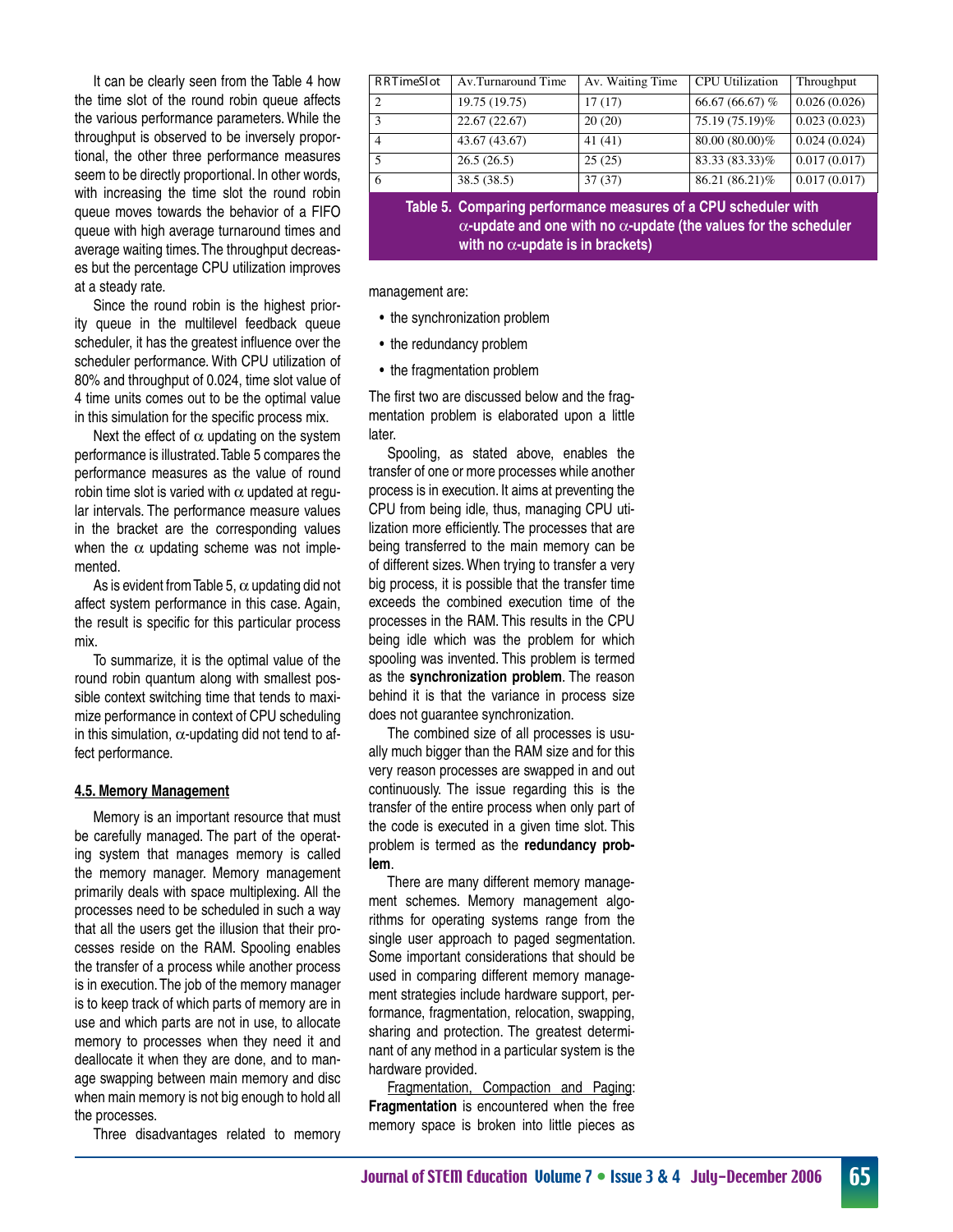It can be clearly seen from the Table 4 how the time slot of the round robin queue affects the various performance parameters. While the throughput is observed to be inversely proportional, the other three performance measures seem to be directly proportional. In other words, with increasing the time slot the round robin queue moves towards the behavior of a FIFO queue with high average turnaround times and average waiting times. The throughput decreases but the percentage CPU utilization improves at a steady rate.

Since the round robin is the highest priority queue in the multilevel feedback queue scheduler, it has the greatest influence over the scheduler performance. With CPU utilization of 80% and throughput of 0.024, time slot value of 4 time units comes out to be the optimal value in this simulation for the specific process mix.

Next the effect of $\alpha$ updating on the system performance is illustrated. Table 5 compares the performance measures as the value of round robin time slot is varied with $\alpha$ updated at regular intervals. The performance measure values in the bracket are the corresponding values when the $\alpha$ updating scheme was not implemented.

As is evident from Table 5, $\alpha$ updating did not affect system performance in this case. Again, the result is specific for this particular process mix.

To summarize, it is the optimal value of the round robin quantum along with smallest possible context switching time that tends to maximize performance in context of CPU scheduling in this simulation, $\alpha$-updating did not tend to affect performance.

| RRTimeSlot | Av.Turnaround Time | Av. Waiting Time | CPU Utilization | Throughput |
|---|---|---|---|---|
| 2 | 19.75 (19.75) | 17 (17) | 66.67 (66.67) % | 0.026 (0.026) |
| 3 | 22.67 (22.67) | 20 (20) | 75.19 (75.19)% | 0.023 (0.023) |
| 4 | 43.67 (43.67) | 41 (41) | 80.00 (80.00)% | 0.024 (0.024) |
| 5 | 26.5 (26.5) | 25 (25) | 83.33 (83.33)% | 0.017 (0.017) |
| 6 | 38.5 (38.5) | 37 (37) | 86.21 (86.21)% | 0.017 (0.017) |

**Table 5. Comparing performance measures of a CPU scheduler with $\alpha$-update and one with no $\alpha$-update (the values for the scheduler with no $\alpha$-update is in brackets)**

### 4.5. Memory Management

Memory is an important resource that must be carefully managed. The part of the operating system that manages memory is called the memory manager. Memory management primarily deals with space multiplexing. All the processes need to be scheduled in such a way that all the users get the illusion that their processes reside on the RAM. Spooling enables the transfer of a process while another process is in execution. The job of the memory manager is to keep track of which parts of memory are in use and which parts are not in use, to allocate memory to processes when they need it and deallocate it when they are done, and to manage swapping between main memory and disc when main memory is not big enough to hold all the processes.

Three disadvantages related to memory management are:

- the synchronization problem
- the redundancy problem
- the fragmentation problem

The first two are discussed below and the fragmentation problem is elaborated upon a little later.

Spooling, as stated above, enables the transfer of one or more processes while another process is in execution. It aims at preventing the CPU from being idle, thus, managing CPU utilization more efficiently. The processes that are being transferred to the main memory can be of different sizes. When trying to transfer a very big process, it is possible that the transfer time exceeds the combined execution time of the processes in the RAM. This results in the CPU being idle which was the problem for which spooling was invented. This problem is termed as the **synchronization problem**. The reason behind it is that the variance in process size does not guarantee synchronization.

The combined size of all processes is usually much bigger than the RAM size and for this very reason processes are swapped in and out continuously. The issue regarding this is the transfer of the entire process when only part of the code is executed in a given time slot. This problem is termed as the **redundancy problem**.

There are many different memory management schemes. Memory management algorithms for operating systems range from the single user approach to paged segmentation. Some important considerations that should be used in comparing different memory management strategies include hardware support, performance, fragmentation, relocation, swapping, sharing and protection. The greatest determinant of any method in a particular system is the hardware provided.

Fragmentation, Compaction and Paging: **Fragmentation** is encountered when the free memory space is broken into little pieces as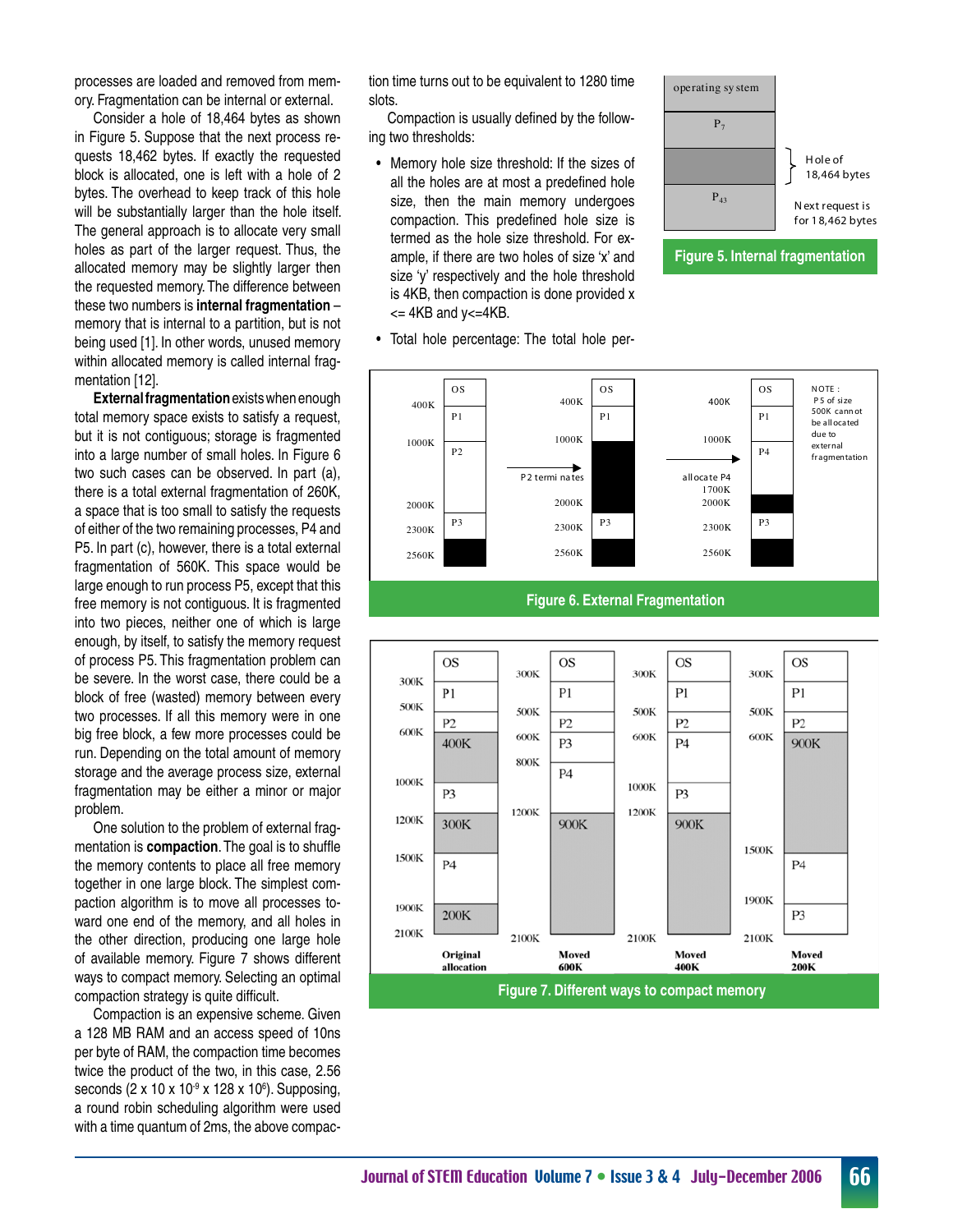processes are loaded and removed from memory. Fragmentation can be internal or external.

Consider a hole of 18,464 bytes as shown in Figure 5. Suppose that the next process requests 18,462 bytes. If exactly the requested block is allocated, one is left with a hole of 2 bytes. The overhead to keep track of this hole will be substantially larger than the hole itself. The general approach is to allocate very small holes as part of the larger request. Thus, the allocated memory may be slightly larger then the requested memory. The difference between these two numbers is **internal fragmentation** – memory that is internal to a partition, but is not being used [1]. In other words, unused memory within allocated memory is called internal fragmentation [12].

**External fragmentation** exists when enough total memory space exists to satisfy a request, but it is not contiguous; storage is fragmented into a large number of small holes. In Figure 6 two such cases can be observed. In part (a), there is a total external fragmentation of 260K, a space that is too small to satisfy the requests of either of the two remaining processes, P4 and P5. In part (c), however, there is a total external fragmentation of 560K. This space would be large enough to run process P5, except that this free memory is not contiguous. It is fragmented into two pieces, neither one of which is large enough, by itself, to satisfy the memory request of process P5. This fragmentation problem can be severe. In the worst case, there could be a block of free (wasted) memory between every two processes. If all this memory were in one big free block, a few more processes could be run. Depending on the total amount of memory storage and the average process size, external fragmentation may be either a minor or major problem.

One solution to the problem of external fragmentation is **compaction**. The goal is to shuffle the memory contents to place all free memory together in one large block. The simplest compaction algorithm is to move all processes toward one end of the memory, and all holes in the other direction, producing one large hole of available memory. Figure 7 shows different ways to compact memory. Selecting an optimal compaction strategy is quite difficult.

Compaction is an expensive scheme. Given a 128 MB RAM and an access speed of 10ns per byte of RAM, the compaction time becomes twice the product of the two, in this case, 2.56 seconds ($2 \times 10 \times 10^{-9} \times 128 \times 10^{6}$). Supposing, a round robin scheduling algorithm were used with a time quantum of 2ms, the above compaction time turns out to be equivalent to 1280 time slots.

Compaction is usually defined by the following two thresholds:

- Memory hole size threshold: If the sizes of all the holes are at most a predefined hole size, then the main memory undergoes compaction. This predefined hole size is termed as the hole size threshold. For example, if there are two holes of size 'x' and size 'y' respectively and the hole threshold is 4KB, then compaction is done provided x <= 4KB and y<=4KB.
- Total hole percentage: The total hole per-

Figure 5. Internal fragmentation

Figure 6. External Fragmentation

Figure 7. Different ways to compact memory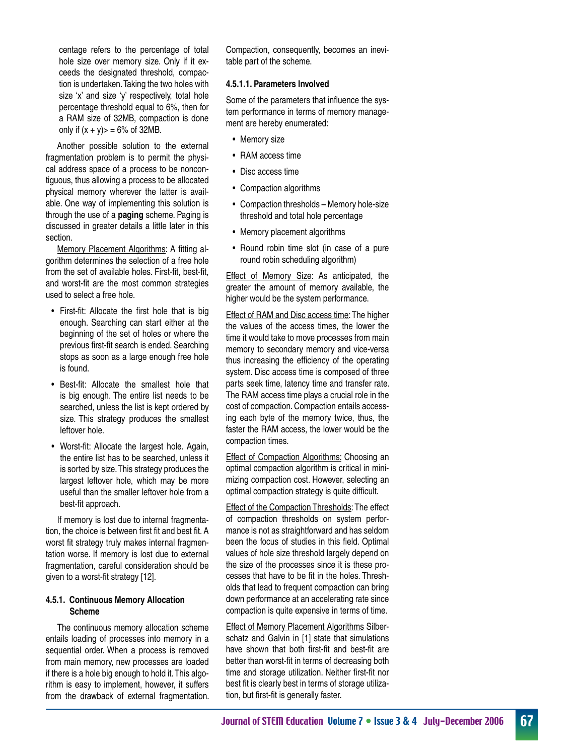centage refers to the percentage of total hole size over memory size. Only if it exceeds the designated threshold, compaction is undertaken. Taking the two holes with size 'x' and size 'y' respectively, total hole percentage threshold equal to 6%, then for a RAM size of 32MB, compaction is done only if $(x + y) >= 6\%$ of 32MB.

Another possible solution to the external fragmentation problem is to permit the physical address space of a process to be noncontiguous, thus allowing a process to be allocated physical memory wherever the latter is available. One way of implementing this solution is through the use of a **paging** scheme. Paging is discussed in greater details a little later in this section.

Memory Placement Algorithms: A fitting algorithm determines the selection of a free hole from the set of available holes. First-fit, best-fit, and worst-fit are the most common strategies used to select a free hole.

- First-fit: Allocate the first hole that is big enough. Searching can start either at the beginning of the set of holes or where the previous first-fit search is ended. Searching stops as soon as a large enough free hole is found.
- Best-fit: Allocate the smallest hole that is big enough. The entire list needs to be searched, unless the list is kept ordered by size. This strategy produces the smallest leftover hole.
- Worst-fit: Allocate the largest hole. Again, the entire list has to be searched, unless it is sorted by size. This strategy produces the largest leftover hole, which may be more useful than the smaller leftover hole from a best-fit approach.

If memory is lost due to internal fragmentation, the choice is between first fit and best fit. A worst fit strategy truly makes internal fragmentation worse. If memory is lost due to external fragmentation, careful consideration should be given to a worst-fit strategy [12].

#### 4.5.1. Continuous Memory Allocation Scheme

The continuous memory allocation scheme entails loading of processes into memory in a sequential order. When a process is removed from main memory, new processes are loaded if there is a hole big enough to hold it. This algorithm is easy to implement, however, it suffers from the drawback of external fragmentation. Compaction, consequently, becomes an inevitable part of the scheme.

##### 4.5.1.1. Parameters Involved

Some of the parameters that influence the system performance in terms of memory management are hereby enumerated:

- Memory size
- RAM access time
- Disc access time
- Compaction algorithms
- Compaction thresholds – Memory hole-size threshold and total hole percentage
- Memory placement algorithms
- Round robin time slot (in case of a pure round robin scheduling algorithm)

Effect of Memory Size: As anticipated, the greater the amount of memory available, the higher would be the system performance.

Effect of RAM and Disc access time: The higher the values of the access times, the lower the time it would take to move processes from main memory to secondary memory and vice-versa thus increasing the efficiency of the operating system. Disc access time is composed of three parts seek time, latency time and transfer rate. The RAM access time plays a crucial role in the cost of compaction. Compaction entails accessing each byte of the memory twice, thus, the faster the RAM access, the lower would be the compaction times.

Effect of Compaction Algorithms: Choosing an optimal compaction algorithm is critical in minimizing compaction cost. However, selecting an optimal compaction strategy is quite difficult.

Effect of the Compaction Thresholds: The effect of compaction thresholds on system performance is not as straightforward and has seldom been the focus of studies in this field. Optimal values of hole size threshold largely depend on the size of the processes since it is these processes that have to be fit in the holes. Thresholds that lead to frequent compaction can bring down performance at an accelerating rate since compaction is quite expensive in terms of time.

Effect of Memory Placement Algorithms Silberschatz and Galvin in [1] state that simulations have shown that both first-fit and best-fit are better than worst-fit in terms of decreasing both time and storage utilization. Neither first-fit nor best fit is clearly best in terms of storage utilization, but first-fit is generally faster.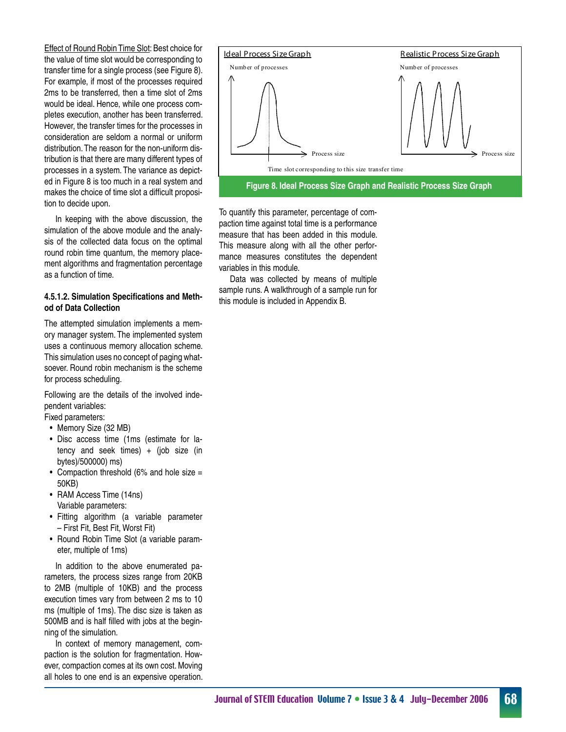Effect of Round Robin Time Slot: Best choice for the value of time slot would be corresponding to transfer time for a single process (see Figure 8). For example, if most of the processes required 2ms to be transferred, then a time slot of 2ms would be ideal. Hence, while one process completes execution, another has been transferred. However, the transfer times for the processes in consideration are seldom a normal or uniform distribution. The reason for the non-uniform distribution is that there are many different types of processes in a system. The variance as depicted in Figure 8 is too much in a real system and makes the choice of time slot a difficult proposition to decide upon.

In keeping with the above discussion, the simulation of the above module and the analysis of the collected data focus on the optimal round robin time quantum, the memory placement algorithms and fragmentation percentage as a function of time.

#### 4.5.1.2. Simulation Specifications and Method of Data Collection

The attempted simulation implements a memory manager system. The implemented system uses a continuous memory allocation scheme. This simulation uses no concept of paging whatsoever. Round robin mechanism is the scheme for process scheduling.

Following are the details of the involved independent variables:

Fixed parameters:

- Memory Size (32 MB)
- Disc access time (1ms (estimate for latency and seek times) + (job size (in bytes)/500000) ms)
- Compaction threshold (6% and hole size = 50KB)
- RAM Access Time (14ns)

Variable parameters:

- Fitting algorithm (a variable parameter – First Fit, Best Fit, Worst Fit)
- Round Robin Time Slot (a variable parameter, multiple of 1ms)

In addition to the above enumerated parameters, the process sizes range from 20KB to 2MB (multiple of 10KB) and the process execution times vary from between 2 ms to 10 ms (multiple of 1ms). The disc size is taken as 500MB and is half filled with jobs at the beginning of the simulation.

In context of memory management, compaction is the solution for fragmentation. However, compaction comes at its own cost. Moving all holes to one end is an expensive operation. To quantify this parameter, percentage of compaction time against total time is a performance measure that has been added in this module. This measure along with all the other performance measures constitutes the dependent variables in this module.

Data was collected by means of multiple sample runs. A walkthrough of a sample run for this module is included in Appendix B.

Ideal Process Size Graph — Number of processes vs. Process size; Time slot corresponding to this size transfer time

Realistic Process Size Graph — Number of processes vs. Process size

**Figure 8. Ideal Process Size Graph and Realistic Process Size Graph**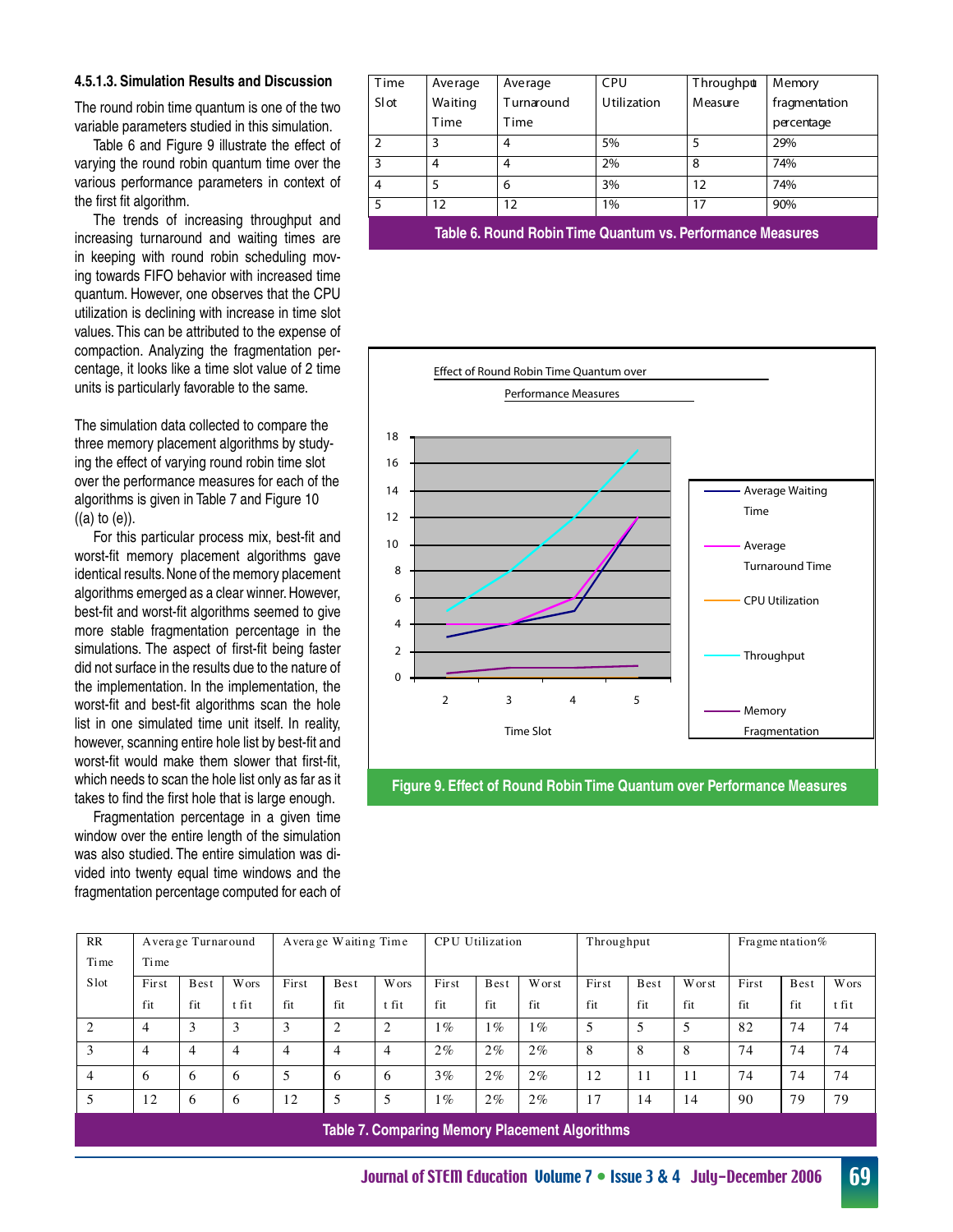#### 4.5.1.3. Simulation Results and Discussion

The round robin time quantum is one of the two variable parameters studied in this simulation.

Table 6 and Figure 9 illustrate the effect of varying the round robin quantum time over the various performance parameters in context of the first fit algorithm.

The trends of increasing throughput and increasing turnaround and waiting times are in keeping with round robin scheduling moving towards FIFO behavior with increased time quantum. However, one observes that the CPU utilization is declining with increase in time slot values. This can be attributed to the expense of compaction. Analyzing the fragmentation percentage, it looks like a time slot value of 2 time units is particularly favorable to the same.

The simulation data collected to compare the three memory placement algorithms by studying the effect of varying round robin time slot over the performance measures for each of the algorithms is given in Table 7 and Figure 10 ((a) to (e)).

For this particular process mix, best-fit and worst-fit memory placement algorithms gave identical results. None of the memory placement algorithms emerged as a clear winner. However, best-fit and worst-fit algorithms seemed to give more stable fragmentation percentage in the simulations. The aspect of first-fit being faster did not surface in the results due to the nature of the implementation. In the implementation, the worst-fit and best-fit algorithms scan the hole list in one simulated time unit itself. In reality, however, scanning entire hole list by best-fit and worst-fit would make them slower that first-fit, which needs to scan the hole list only as far as it takes to find the first hole that is large enough.

Fragmentation percentage in a given time window over the entire length of the simulation was also studied. The entire simulation was divided into twenty equal time windows and the fragmentation percentage computed for each of

| Time Slot | Average Waiting Time | Average Turnaround Time | CPU Utilization | Throughput Measure | Memory fragmentation percentage |
|---|---|---|---|---|---|
| 2 | 3 | 4 | 5% | 5 | 29% |
| 3 | 4 | 4 | 2% | 8 | 74% |
| 4 | 5 | 6 | 3% | 12 | 74% |
| 5 | 12 | 12 | 1% | 17 | 90% |

Table 6. Round Robin Time Quantum vs. Performance Measures

Figure 9. Effect of Round Robin Time Quantum over Performance Measures

| RR Time Slot | Average Turnaround Time | | | Average Waiting Time | | | CPU Utilization | | | Throughput | | | Fragmentation% | | |
|---|---|---|---|---|---|---|---|---|---|---|---|---|---|---|---|
| | First fit | Best fit | Worst fit | First fit | Best fit | Worst fit | First fit | Best fit | Worst fit | First fit | Best fit | Worst fit | First fit | Best fit | Worst fit |
| 2 | 4 | 3 | 3 | 3 | 2 | 2 | 1% | 1% | 1% | 5 | 5 | 5 | 82 | 74 | 74 |
| 3 | 4 | 4 | 4 | 4 | 4 | 4 | 2% | 2% | 2% | 8 | 8 | 8 | 74 | 74 | 74 |
| 4 | 6 | 6 | 6 | 5 | 6 | 6 | 3% | 2% | 2% | 12 | 11 | 11 | 74 | 74 | 74 |
| 5 | 12 | 6 | 6 | 12 | 5 | 5 | 1% | 2% | 2% | 17 | 14 | 14 | 90 | 79 | 79 |

Table 7. Comparing Memory Placement Algorithms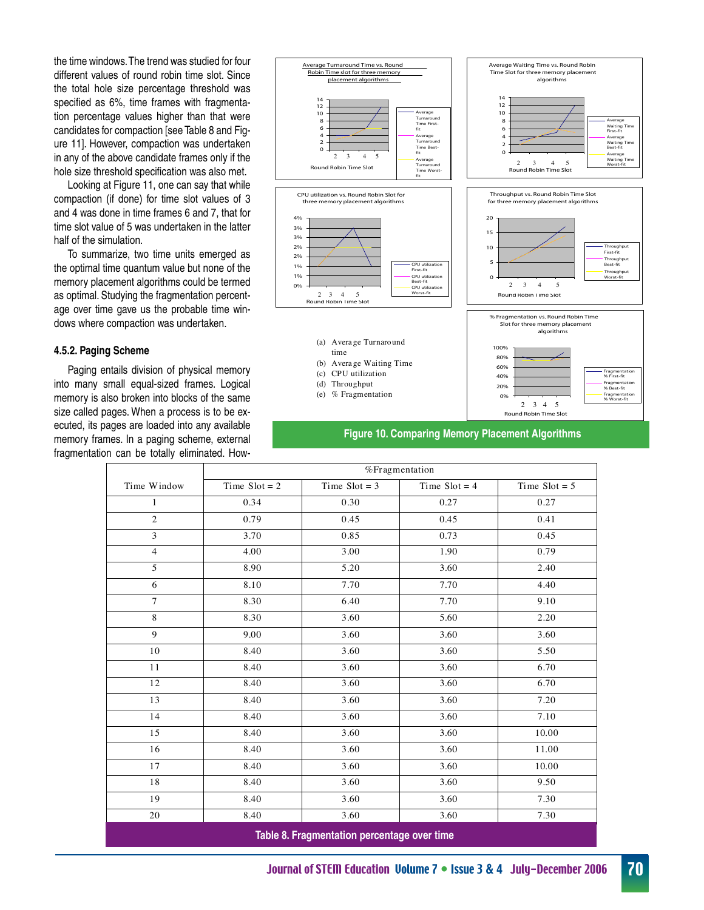the time windows. The trend was studied for four different values of round robin time slot. Since the total hole size percentage threshold was specified as 6%, time frames with fragmentation percentage values higher than that were candidates for compaction [see Table 8 and Figure 11]. However, compaction was undertaken in any of the above candidate frames only if the hole size threshold specification was also met.

Looking at Figure 11, one can say that while compaction (if done) for time slot values of 3 and 4 was done in time frames 6 and 7, that for time slot value of 5 was undertaken in the latter half of the simulation.

To summarize, two time units emerged as the optimal time quantum value but none of the memory placement algorithms could be termed as optimal. Studying the fragmentation percentage over time gave us the probable time windows where compaction was undertaken.

#### 4.5.2. Paging Scheme

Paging entails division of physical memory into many small equal-sized frames. Logical memory is also broken into blocks of the same size called pages. When a process is to be executed, its pages are loaded into any available memory frames. In a paging scheme, external fragmentation can be totally eliminated. How-

(a) Average Turnaround time
(b) Average Waiting Time
(c) CPU utilization
(d) Throughput
(e) % Fragmentation

**Figure 10. Comparing Memory Placement Algorithms**

| Time Window | %Fragmentation | | | |
|---|---|---|---|---|
| | Time Slot = 2 | Time Slot = 3 | Time Slot = 4 | Time Slot = 5 |
| 1 | 0.34 | 0.30 | 0.27 | 0.27 |
| 2 | 0.79 | 0.45 | 0.45 | 0.41 |
| 3 | 3.70 | 0.85 | 0.73 | 0.45 |
| 4 | 4.00 | 3.00 | 1.90 | 0.79 |
| 5 | 8.90 | 5.20 | 3.60 | 2.40 |
| 6 | 8.10 | 7.70 | 7.70 | 4.40 |
| 7 | 8.30 | 6.40 | 7.70 | 9.10 |
| 8 | 8.30 | 3.60 | 5.60 | 2.20 |
| 9 | 9.00 | 3.60 | 3.60 | 3.60 |
| 10 | 8.40 | 3.60 | 3.60 | 5.50 |
| 11 | 8.40 | 3.60 | 3.60 | 6.70 |
| 12 | 8.40 | 3.60 | 3.60 | 6.70 |
| 13 | 8.40 | 3.60 | 3.60 | 7.20 |
| 14 | 8.40 | 3.60 | 3.60 | 7.10 |
| 15 | 8.40 | 3.60 | 3.60 | 10.00 |
| 16 | 8.40 | 3.60 | 3.60 | 11.00 |
| 17 | 8.40 | 3.60 | 3.60 | 10.00 |
| 18 | 8.40 | 3.60 | 3.60 | 9.50 |
| 19 | 8.40 | 3.60 | 3.60 | 7.30 |
| 20 | 8.40 | 3.60 | 3.60 | 7.30 |

**Table 8. Fragmentation percentage over time**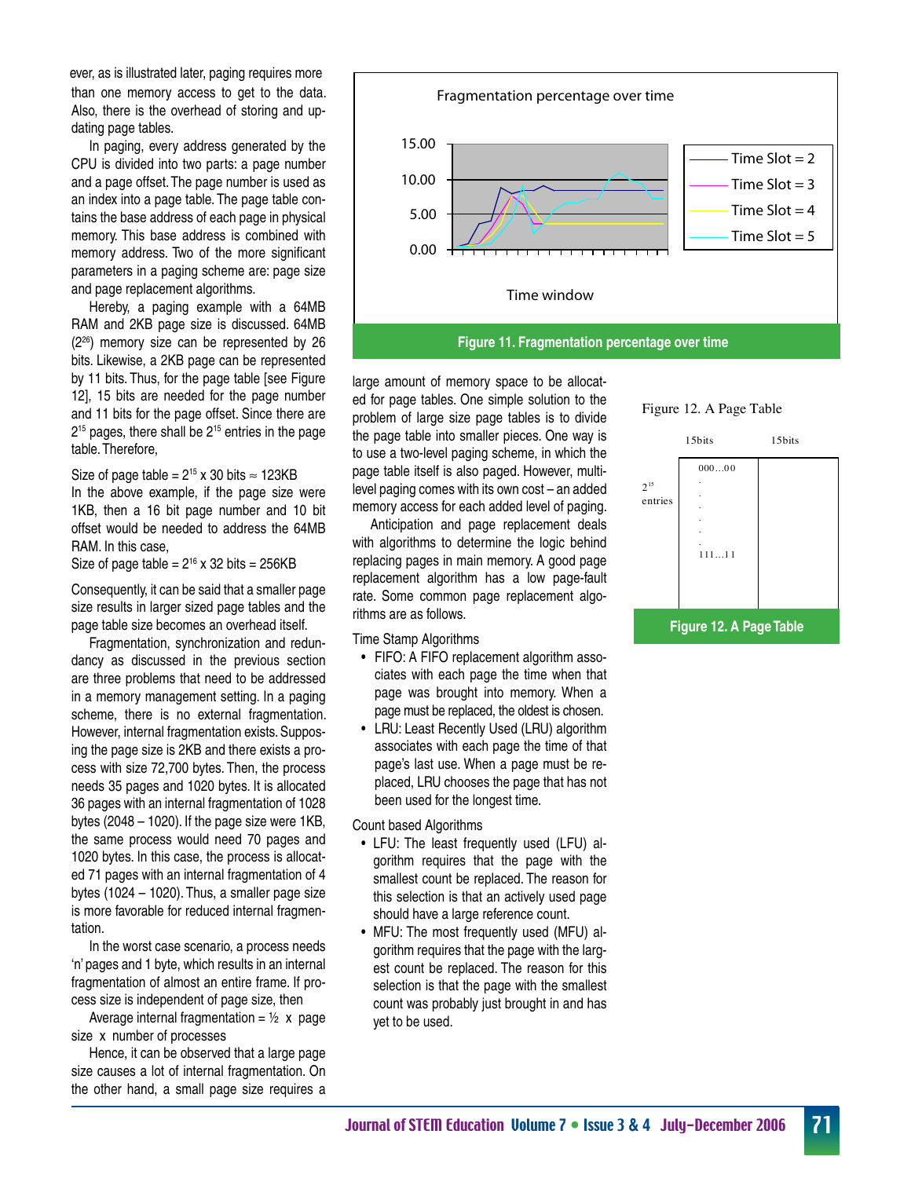ever, as is illustrated later, paging requires more than one memory access to get to the data. Also, there is the overhead of storing and updating page tables.

In paging, every address generated by the CPU is divided into two parts: a page number and a page offset. The page number is used as an index into a page table. The page table contains the base address of each page in physical memory. This base address is combined with memory address. Two of the more significant parameters in a paging scheme are: page size and page replacement algorithms.

Hereby, a paging example with a 64MB RAM and 2KB page size is discussed. 64MB ($2^{26}$) memory size can be represented by 26 bits. Likewise, a 2KB page can be represented by 11 bits. Thus, for the page table [see Figure 12], 15 bits are needed for the page number and 11 bits for the page offset. Since there are $2^{15}$ pages, there shall be $2^{15}$ entries in the page table. Therefore,

Size of page table = $2^{15}$ x 30 bits ≈ 123KB

In the above example, if the page size were 1KB, then a 16 bit page number and 10 bit offset would be needed to address the 64MB RAM. In this case,

Size of page table = $2^{16}$ x 32 bits = 256KB

Consequently, it can be said that a smaller page size results in larger sized page tables and the page table size becomes an overhead itself.

Fragmentation, synchronization and redundancy as discussed in the previous section are three problems that need to be addressed in a memory management setting. In a paging scheme, there is no external fragmentation. However, internal fragmentation exists. Supposing the page size is 2KB and there exists a process with size 72,700 bytes. Then, the process needs 35 pages and 1020 bytes. It is allocated 36 pages with an internal fragmentation of 1028 bytes (2048 – 1020). If the page size were 1KB, the same process would need 70 pages and 1020 bytes. In this case, the process is allocated 71 pages with an internal fragmentation of 4 bytes (1024 – 1020). Thus, a smaller page size is more favorable for reduced internal fragmentation.

In the worst case scenario, a process needs 'n' pages and 1 byte, which results in an internal fragmentation of almost an entire frame. If process size is independent of page size, then

Average internal fragmentation = ½ x page size x number of processes

Hence, it can be observed that a large page size causes a lot of internal fragmentation. On the other hand, a small page size requires a large amount of memory space to be allocated for page tables. One simple solution to the problem of large size page tables is to divide the page table into smaller pieces. One way is to use a two-level paging scheme, in which the page table itself is also paged. However, multi-level paging comes with its own cost – an added memory access for each added level of paging.

Anticipation and page replacement deals with algorithms to determine the logic behind replacing pages in main memory. A good page replacement algorithm has a low page-fault rate. Some common page replacement algorithms are as follows.

Time Stamp Algorithms

- FIFO: A FIFO replacement algorithm associates with each page the time when that page was brought into memory. When a page must be replaced, the oldest is chosen.
- LRU: Least Recently Used (LRU) algorithm associates with each page the time of that page's last use. When a page must be replaced, LRU chooses the page that has not been used for the longest time.

Count based Algorithms

- LFU: The least frequently used (LFU) algorithm requires that the page with the smallest count be replaced. The reason for this selection is that an actively used page should have a large reference count.
- MFU: The most frequently used (MFU) algorithm requires that the page with the largest count be replaced. The reason for this selection is that the page with the smallest count was probably just brought in and has yet to be used.

Fragmentation percentage over time

**Figure 11. Fragmentation percentage over time**

Figure 12. A Page Table

| | 15bits | 15bits |
|---|---|---|
| $2^{15}$ entries | 000…00<br>.<br>.<br>.<br>.<br>.<br>111…11 | |

**Figure 12. A Page Table**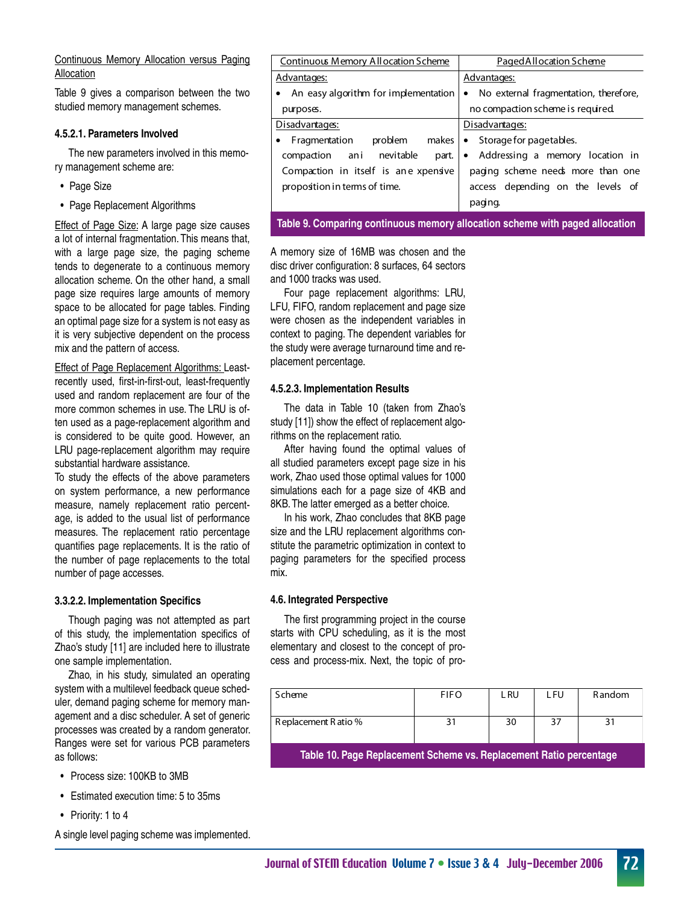Continuous Memory Allocation versus Paging Allocation

Table 9 gives a comparison between the two studied memory management schemes.

#### 4.5.2.1. Parameters Involved

The new parameters involved in this memory management scheme are:

- Page Size
- Page Replacement Algorithms

Effect of Page Size: A large page size causes a lot of internal fragmentation. This means that, with a large page size, the paging scheme tends to degenerate to a continuous memory allocation scheme. On the other hand, a small page size requires large amounts of memory space to be allocated for page tables. Finding an optimal page size for a system is not easy as it is very subjective dependent on the process mix and the pattern of access.

Effect of Page Replacement Algorithms: Least-recently used, first-in-first-out, least-frequently used and random replacement are four of the more common schemes in use. The LRU is often used as a page-replacement algorithm and is considered to be quite good. However, an LRU page-replacement algorithm may require substantial hardware assistance.

To study the effects of the above parameters on system performance, a new performance measure, namely replacement ratio percentage, is added to the usual list of performance measures. The replacement ratio percentage quantifies page replacements. It is the ratio of the number of page replacements to the total number of page accesses.

#### 3.3.2.2. Implementation Specifics

Though paging was not attempted as part of this study, the implementation specifics of Zhao's study [11] are included here to illustrate one sample implementation.

Zhao, in his study, simulated an operating system with a multilevel feedback queue scheduler, demand paging scheme for memory management and a disc scheduler. A set of generic processes was created by a random generator. Ranges were set for various PCB parameters as follows:

- Process size: 100KB to 3MB
- Estimated execution time: 5 to 35ms
- Priority: 1 to 4

A single level paging scheme was implemented.

| Continuous Memory Allocation Scheme | Paged Allocation Scheme |
|---|---|
| Advantages: | Advantages: |
| • An easy algorithm for implementation purposes. | • No external fragmentation, therefore, no compaction scheme is required. |
| Disadvantages: | Disadvantages: |
| • Fragmentation problem makes compaction an inevitable part. Compaction in itself is an expensive proposition in terms of time. | • Storage for page tables. • Addressing a memory location in paging scheme needs more than one access depending on the levels of paging. |

Table 9. Comparing continuous memory allocation scheme with paged allocation

A memory size of 16MB was chosen and the disc driver configuration: 8 surfaces, 64 sectors and 1000 tracks was used.

Four page replacement algorithms: LRU, LFU, FIFO, random replacement and page size were chosen as the independent variables in context to paging. The dependent variables for the study were average turnaround time and replacement percentage.

#### 4.5.2.3. Implementation Results

The data in Table 10 (taken from Zhao's study [11]) show the effect of replacement algorithms on the replacement ratio.

After having found the optimal values of all studied parameters except page size in his work, Zhao used those optimal values for 1000 simulations each for a page size of 4KB and 8KB. The latter emerged as a better choice.

In his work, Zhao concludes that 8KB page size and the LRU replacement algorithms constitute the parametric optimization in context to paging parameters for the specified process mix.

#### 4.6. Integrated Perspective

The first programming project in the course starts with CPU scheduling, as it is the most elementary and closest to the concept of process and process-mix. Next, the topic of pro-

| Scheme | FIFO | LRU | LFU | Random |
|---|---|---|---|---|
| Replacement Ratio % | 31 | 30 | 37 | 31 |

Table 10. Page Replacement Scheme vs. Replacement Ratio percentage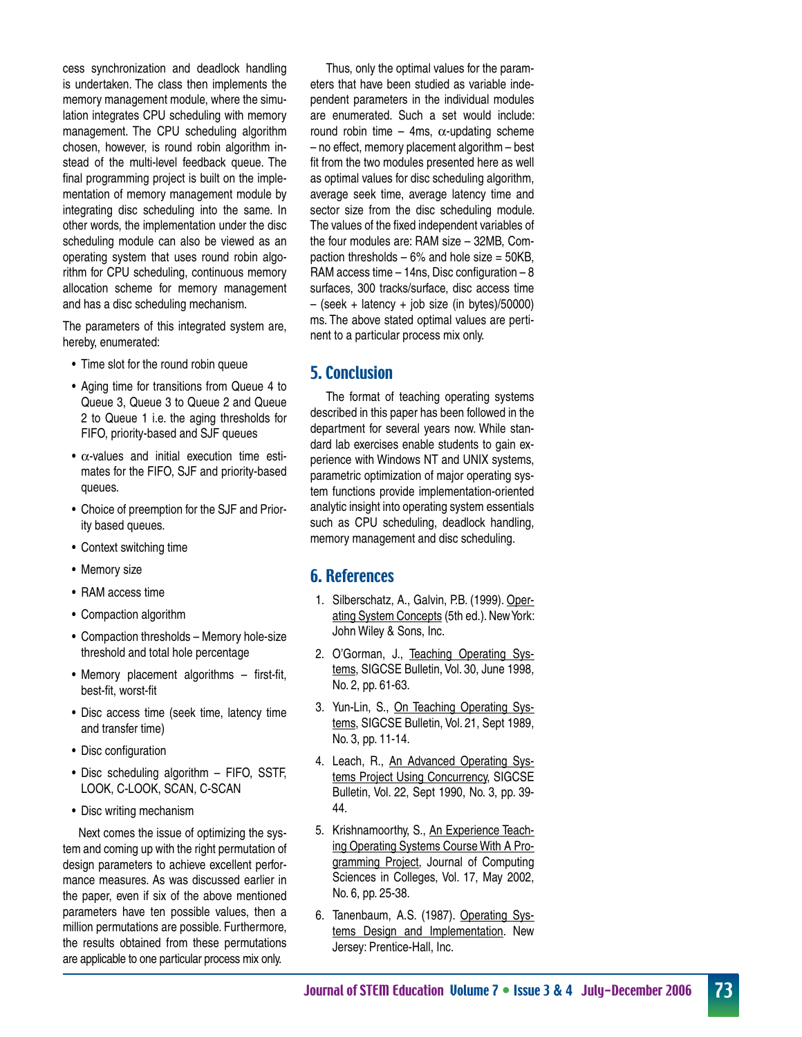cess synchronization and deadlock handling is undertaken. The class then implements the memory management module, where the simulation integrates CPU scheduling with memory management. The CPU scheduling algorithm chosen, however, is round robin algorithm instead of the multi-level feedback queue. The final programming project is built on the implementation of memory management module by integrating disc scheduling into the same. In other words, the implementation under the disc scheduling module can also be viewed as an operating system that uses round robin algorithm for CPU scheduling, continuous memory allocation scheme for memory management and has a disc scheduling mechanism.

The parameters of this integrated system are, hereby, enumerated:

- Time slot for the round robin queue
- Aging time for transitions from Queue 4 to Queue 3, Queue 3 to Queue 2 and Queue 2 to Queue 1 i.e. the aging thresholds for FIFO, priority-based and SJF queues
- $\alpha$-values and initial execution time estimates for the FIFO, SJF and priority-based queues.
- Choice of preemption for the SJF and Priority based queues.
- Context switching time
- Memory size
- RAM access time
- Compaction algorithm
- Compaction thresholds – Memory hole-size threshold and total hole percentage
- Memory placement algorithms – first-fit, best-fit, worst-fit
- Disc access time (seek time, latency time and transfer time)
- Disc configuration
- Disc scheduling algorithm – FIFO, SSTF, LOOK, C-LOOK, SCAN, C-SCAN
- Disc writing mechanism

Next comes the issue of optimizing the system and coming up with the right permutation of design parameters to achieve excellent performance measures. As was discussed earlier in the paper, even if six of the above mentioned parameters have ten possible values, then a million permutations are possible. Furthermore, the results obtained from these permutations are applicable to one particular process mix only.

Thus, only the optimal values for the parameters that have been studied as variable independent parameters in the individual modules are enumerated. Such a set would include: round robin time – 4ms, $\alpha$-updating scheme – no effect, memory placement algorithm – best fit from the two modules presented here as well as optimal values for disc scheduling algorithm, average seek time, average latency time and sector size from the disc scheduling module. The values of the fixed independent variables of the four modules are: RAM size – 32MB, Compaction thresholds – 6% and hole size = 50KB, RAM access time – 14ns, Disc configuration – 8 surfaces, 300 tracks/surface, disc access time – (seek + latency + job size (in bytes)/50000) ms. The above stated optimal values are pertinent to a particular process mix only.

## 5. Conclusion

The format of teaching operating systems described in this paper has been followed in the department for several years now. While standard lab exercises enable students to gain experience with Windows NT and UNIX systems, parametric optimization of major operating system functions provide implementation-oriented analytic insight into operating system essentials such as CPU scheduling, deadlock handling, memory management and disc scheduling.

## 6. References

1. Silberschatz, A., Galvin, P.B. (1999). Operating System Concepts (5th ed.). New York: John Wiley & Sons, Inc.
2. O'Gorman, J., Teaching Operating Systems, SIGCSE Bulletin, Vol. 30, June 1998, No. 2, pp. 61-63.
3. Yun-Lin, S., On Teaching Operating Systems, SIGCSE Bulletin, Vol. 21, Sept 1989, No. 3, pp. 11-14.
4. Leach, R., An Advanced Operating Systems Project Using Concurrency, SIGCSE Bulletin, Vol. 22, Sept 1990, No. 3, pp. 39-44.
5. Krishnamoorthy, S., An Experience Teaching Operating Systems Course With A Programming Project, Journal of Computing Sciences in Colleges, Vol. 17, May 2002, No. 6, pp. 25-38.
6. Tanenbaum, A.S. (1987). Operating Systems Design and Implementation. New Jersey: Prentice-Hall, Inc.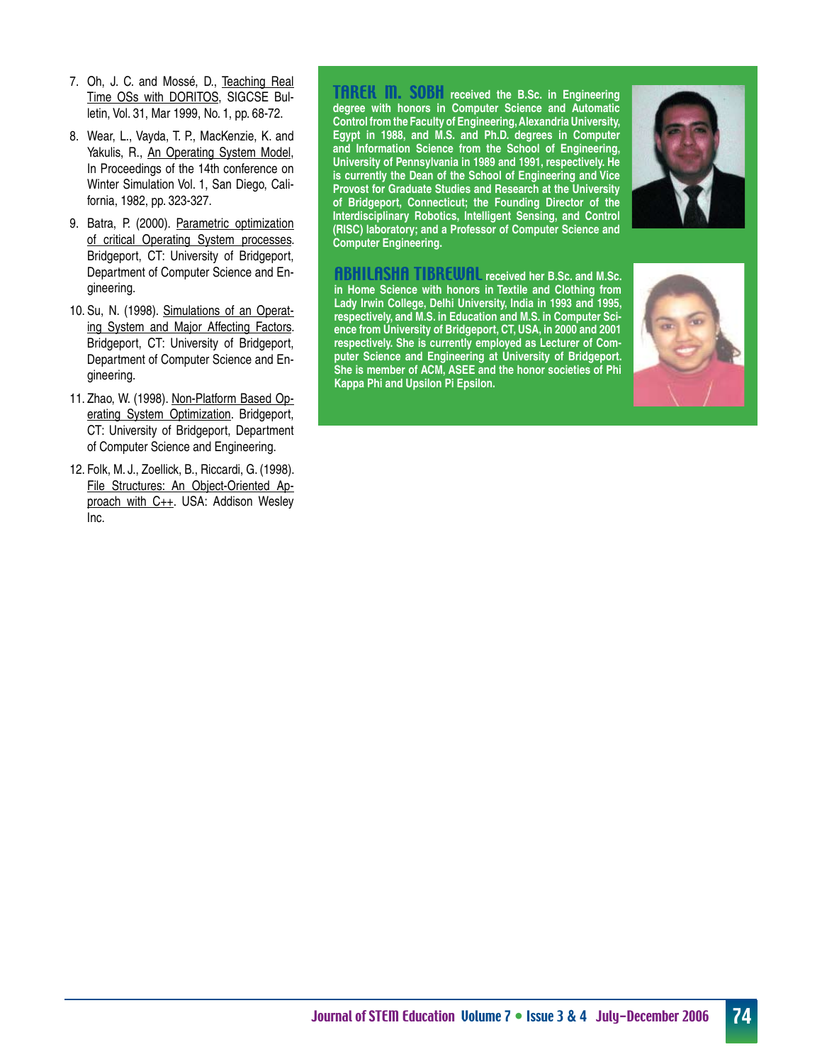7. Oh, J. C. and Mossé, D., Teaching Real Time OSs with DORITOS, SIGCSE Bulletin, Vol. 31, Mar 1999, No. 1, pp. 68-72.

8. Wear, L., Vayda, T. P., MacKenzie, K. and Yakulis, R., An Operating System Model, In Proceedings of the 14th conference on Winter Simulation Vol. 1, San Diego, California, 1982, pp. 323-327.

9. Batra, P. (2000). Parametric optimization of critical Operating System processes. Bridgeport, CT: University of Bridgeport, Department of Computer Science and Engineering.

10. Su, N. (1998). Simulations of an Operating System and Major Affecting Factors. Bridgeport, CT: University of Bridgeport, Department of Computer Science and Engineering.

11. Zhao, W. (1998). Non-Platform Based Operating System Optimization. Bridgeport, CT: University of Bridgeport, Department of Computer Science and Engineering.

12. Folk, M. J., Zoellick, B., Riccardi, G. (1998). File Structures: An Object-Oriented Approach with C++. USA: Addison Wesley Inc.

**TAREK M. SOBH** received the B.Sc. in Engineering degree with honors in Computer Science and Automatic Control from the Faculty of Engineering, Alexandria University, Egypt in 1988, and M.S. and Ph.D. degrees in Computer and Information Science from the School of Engineering, University of Pennsylvania in 1989 and 1991, respectively. He is currently the Dean of the School of Engineering and Vice Provost for Graduate Studies and Research at the University of Bridgeport, Connecticut; the Founding Director of the Interdisciplinary Robotics, Intelligent Sensing, and Control (RISC) laboratory; and a Professor of Computer Science and Computer Engineering.

**ABHILASHA TIBREWAL** received her B.Sc. and M.Sc. in Home Science with honors in Textile and Clothing from Lady Irwin College, Delhi University, India in 1993 and 1995, respectively, and M.S. in Education and M.S. in Computer Science from University of Bridgeport, CT, USA, in 2000 and 2001 respectively. She is currently employed as Lecturer of Computer Science and Engineering at University of Bridgeport. She is member of ACM, ASEE and the honor societies of Phi Kappa Phi and Upsilon Pi Epsilon.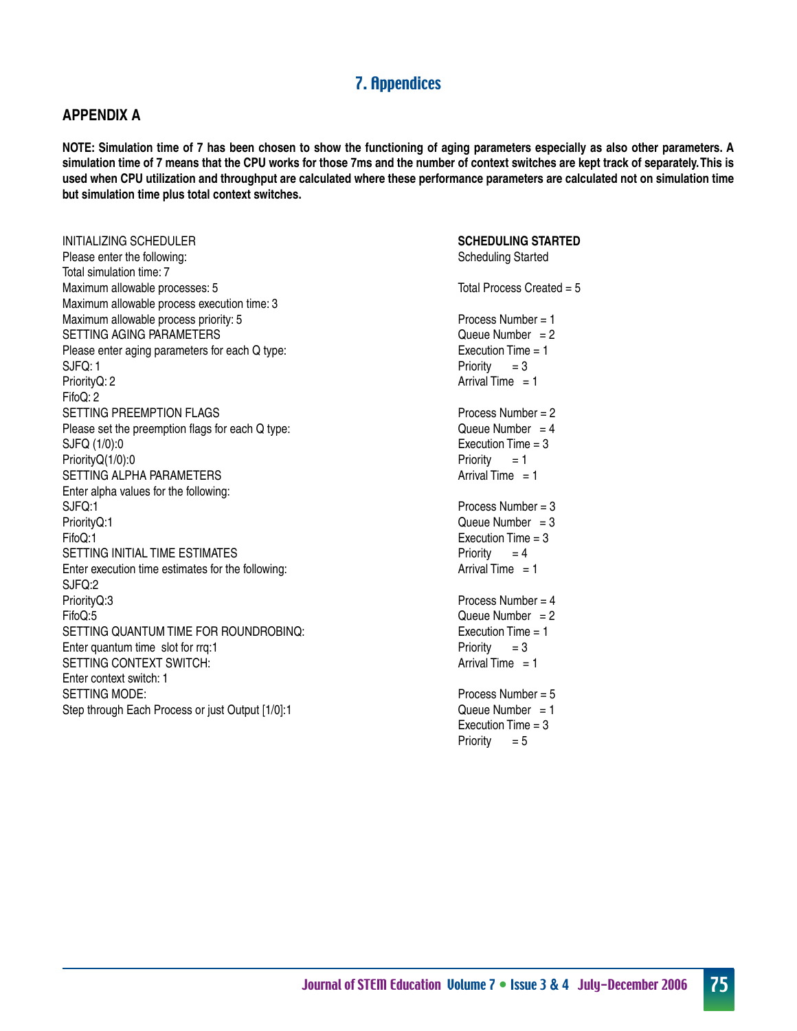# 7. Appendices

## APPENDIX A

**NOTE: Simulation time of 7 has been chosen to show the functioning of aging parameters especially as also other parameters. A simulation time of 7 means that the CPU works for those 7ms and the number of context switches are kept track of separately. This is used when CPU utilization and throughput are calculated where these performance parameters are calculated not on simulation time but simulation time plus total context switches.**

```
INITIALIZING SCHEDULER
Please enter the following:
Total simulation time: 7
Maximum allowable processes: 5
Maximum allowable process execution time: 3
Maximum allowable process priority: 5
SETTING AGING PARAMETERS
Please enter aging parameters for each Q type:
SJFQ: 1
PriorityQ: 2
FifoQ: 2
SETTING PREEMPTION FLAGS
Please set the preemption flags for each Q type:
SJFQ (1/0):0
PriorityQ(1/0):0
SETTING ALPHA PARAMETERS
Enter alpha values for the following:
SJFQ:1
PriorityQ:1
FifoQ:1
SETTING INITIAL TIME ESTIMATES
Enter execution time estimates for the following:
SJFQ:2
PriorityQ:3
FifoQ:5
SETTING QUANTUM TIME FOR ROUNDROBINQ:
Enter quantum time  slot for rrq:1
SETTING CONTEXT SWITCH:
Enter context switch: 1
SETTING MODE:
Step through Each Process or just Output [1/0]:1
```

**SCHEDULING STARTED**

```
Scheduling Started

Total Process Created = 5

Process Number = 1
Queue Number   = 2
Execution Time = 1
Priority       = 3
Arrival Time   = 1

Process Number = 2
Queue Number   = 4
Execution Time = 3
Priority       = 1
Arrival Time   = 1

Process Number = 3
Queue Number   = 3
Execution Time = 3
Priority       = 4
Arrival Time   = 1

Process Number = 4
Queue Number   = 2
Execution Time = 1
Priority       = 3
Arrival Time   = 1

Process Number = 5
Queue Number   = 1
Execution Time = 3
Priority       = 5
```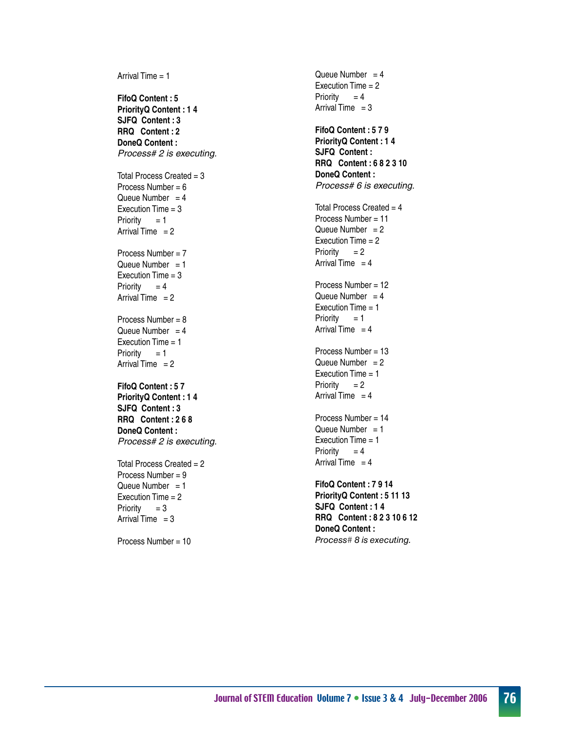Arrival Time = 1

**FifoQ Content : 5**
**PriorityQ Content : 1 4**
**SJFQ Content : 3**
**RRQ Content : 2**
**DoneQ Content :**
*Process# 2 is executing.*

Total Process Created = 3
Process Number = 6
Queue Number = 4
Execution Time = 3
Priority = 1
Arrival Time = 2

Process Number = 7
Queue Number = 1
Execution Time = 3
Priority = 4
Arrival Time = 2

Process Number = 8
Queue Number = 4
Execution Time = 1
Priority = 1
Arrival Time = 2

**FifoQ Content : 5 7**
**PriorityQ Content : 1 4**
**SJFQ Content : 3**
**RRQ Content : 2 6 8**
**DoneQ Content :**
*Process# 2 is executing.*

Total Process Created = 2
Process Number = 9
Queue Number = 1
Execution Time = 2
Priority = 3
Arrival Time = 3

Process Number = 10
Queue Number = 4
Execution Time = 2
Priority = 4
Arrival Time = 3

**FifoQ Content : 5 7 9**
**PriorityQ Content : 1 4**
**SJFQ Content :**
**RRQ Content : 6 8 2 3 10**
**DoneQ Content :**
*Process# 6 is executing.*

Total Process Created = 4
Process Number = 11
Queue Number = 2
Execution Time = 2
Priority = 2
Arrival Time = 4

Process Number = 12
Queue Number = 4
Execution Time = 1
Priority = 1
Arrival Time = 4

Process Number = 13
Queue Number = 2
Execution Time = 1
Priority = 2
Arrival Time = 4

Process Number = 14
Queue Number = 1
Execution Time = 1
Priority = 4
Arrival Time = 4

**FifoQ Content : 7 9 14**
**PriorityQ Content : 5 11 13**
**SJFQ Content : 1 4**
**RRQ Content : 8 2 3 10 6 12**
**DoneQ Content :**
*Process# 8 is executing.*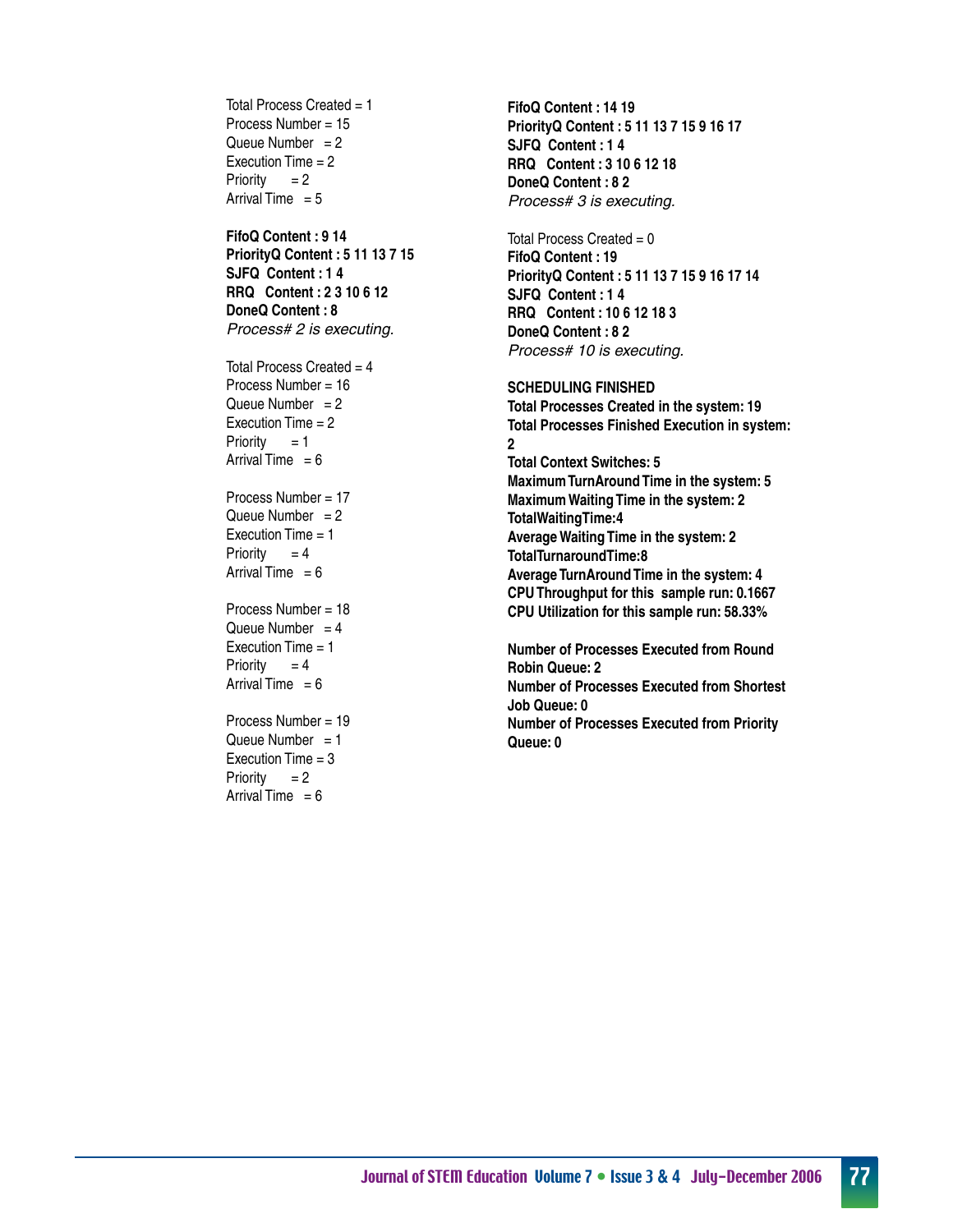Total Process Created = 1
Process Number = 15
Queue Number = 2
Execution Time = 2
Priority = 2
Arrival Time = 5

**FifoQ Content : 9 14**
**PriorityQ Content : 5 11 13 7 15**
**SJFQ Content : 1 4**
**RRQ Content : 2 3 10 6 12**
**DoneQ Content : 8**
*Process# 2 is executing.*

Total Process Created = 4
Process Number = 16
Queue Number = 2
Execution Time = 2
Priority = 1
Arrival Time = 6

Process Number = 17
Queue Number = 2
Execution Time = 1
Priority = 4
Arrival Time = 6

Process Number = 18
Queue Number = 4
Execution Time = 1
Priority = 4
Arrival Time = 6

Process Number = 19
Queue Number = 1
Execution Time = 3
Priority = 2
Arrival Time = 6

**FifoQ Content : 14 19**
**PriorityQ Content : 5 11 13 7 15 9 16 17**
**SJFQ Content : 1 4**
**RRQ Content : 3 10 6 12 18**
**DoneQ Content : 8 2**
*Process# 3 is executing.*

Total Process Created = 0
**FifoQ Content : 19**
**PriorityQ Content : 5 11 13 7 15 9 16 17 14**
**SJFQ Content : 1 4**
**RRQ Content : 10 6 12 18 3**
**DoneQ Content : 8 2**
*Process# 10 is executing.*

**SCHEDULING FINISHED**
**Total Processes Created in the system: 19**
**Total Processes Finished Execution in system: 2**
**Total Context Switches: 5**
**Maximum TurnAround Time in the system: 5**
**Maximum Waiting Time in the system: 2**
**TotalWaitingTime:4**
**Average Waiting Time in the system: 2**
**TotalTurnaroundTime:8**
**Average TurnAround Time in the system: 4**
**CPU Throughput for this sample run: 0.1667**
**CPU Utilization for this sample run: 58.33%**

**Number of Processes Executed from Round Robin Queue: 2**
**Number of Processes Executed from Shortest Job Queue: 0**
**Number of Processes Executed from Priority Queue: 0**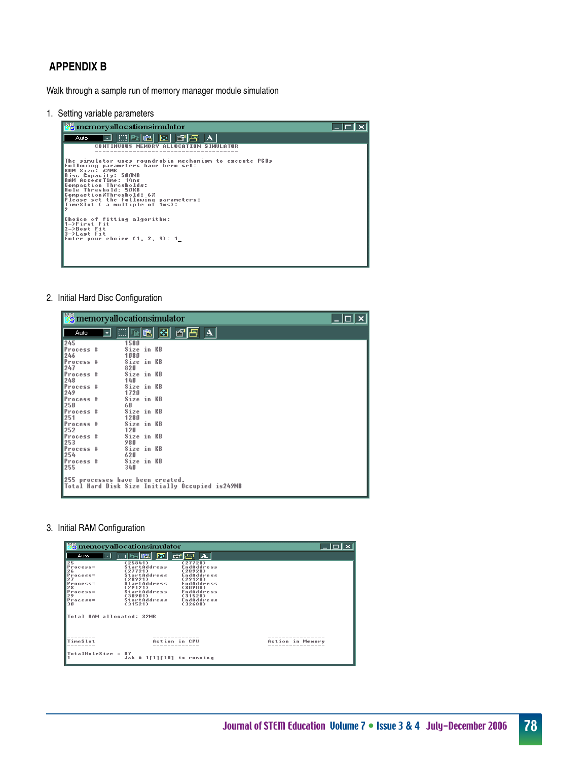## APPENDIX B

Walk through a sample run of memory manager module simulation

1. Setting variable parameters

```
memoryallocationsimulator
CONTINUOUS MEMORY ALLOCATION SIMULATOR
--------------------------------------

The simulator uses roundrobin mechanism to execute PCBs
Following parameters have been set:
RAM Size: 32MB
Disc Capacity: 500MB
RAM AccessTime: 14ns
Compaction Thresholds:
Hole Threshold: 50KB
Compaction%Threshold: 6%
Please set the following parameters:
TimeSlot ( a multiple of 1ms):
2

Choice of fitting algorithm:
1->First Fit
2->Best Fit
3->Last Fit
Enter your choice (1, 2, 3): 1_
```

2. Initial Hard Disc Configuration

```
memoryallocationsimulator
245             1580
Process #       Size in KB
246             1080
Process #       Size in KB
247             820
Process #       Size in KB
248             140
Process #       Size in KB
249             1720
Process #       Size in KB
250             60
Process #       Size in KB
251             1280
Process #       Size in KB
252             120
Process #       Size in KB
253             980
Process #       Size in KB
254             620
Process #       Size in KB
255             340

255 processes have been created.
Total Hard Disk Size Initially Occupied is249MB
```

3. Initial RAM Configuration

```
memoryallocationsimulator
25              (25841)         (27720)
Process#        StartAddress    EndAddress
26              (27721)         (28920)
Process#        StartAddress    EndAddress
27              (28921)         (29120)
Process#        StartAddress    EndAddress
28              (29121)         (30900)
Process#        StartAddress    EndAddress
29              (30901)         (31520)
Process#        StartAddress    EndAddress
30              (31521)         (32680)

Total RAM allocated: 32MB


--------                 -------------                 ----------------
TimeSlot                 Action in CPU                 Action in Memory
--------                 -------------                 ----------------

TotalHoleSize = 87
1               Job # 1[1][10] is running
```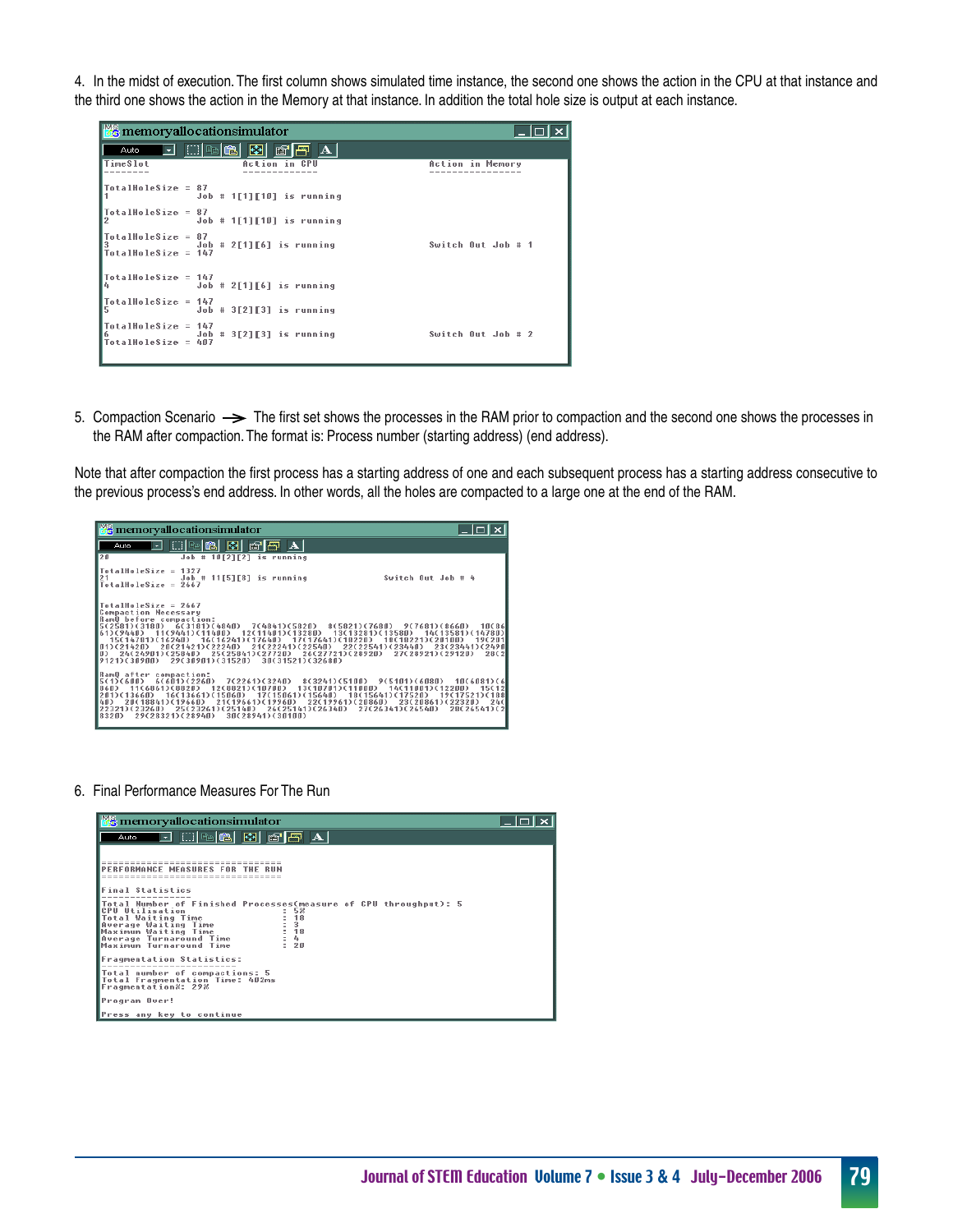4. In the midst of execution. The first column shows simulated time instance, the second one shows the action in the CPU at that instance and the third one shows the action in the Memory at that instance. In addition the total hole size is output at each instance.

```
memoryallocationsimulator

TimeSlot                 Action in CPU                      Action in Memory
--------                 -------------                      ----------------

TotalHoleSize = 87
1               Job # 1[1][10] is running

TotalHoleSize = 87
2               Job # 1[1][10] is running

TotalHoleSize = 87
3               Job # 2[1][6] is running                    Switch Out Job # 1
TotalHoleSize = 147

TotalHoleSize = 147
4               Job # 2[1][6] is running

TotalHoleSize = 147
5               Job # 3[2][3] is running

TotalHoleSize = 147
6               Job # 3[2][3] is running                    Switch Out Job # 2
TotalHoleSize = 407
```

5. Compaction Scenario → The first set shows the processes in the RAM prior to compaction and the second one shows the processes in the RAM after compaction. The format is: Process number (starting address) (end address).

Note that after compaction the first process has a starting address of one and each subsequent process has a starting address consecutive to the previous process's end address. In other words, all the holes are compacted to a large one at the end of the RAM.

```
memoryallocationsimulator

20              Job # 10[2][2] is running

TotalHoleSize = 1327
21              Job # 11[5][8] is running                   Switch Out Job # 4
TotalHoleSize = 2667

TotalHoleSize = 2667
Compaction Necessary
RamQ before compaction:
5(2581)(3180)   6(3181)(4840)   7(4841)(5820)   8(5821)(7680)   9(7681)(8660)   10(86
61)(9440)   11(9441)(11400)   12(11401)(13280)   13(13281)(13580)   14(13581)(16780)
  15(14201)(16240)   16(16241)(17640)   17(17641)(18220)   18(18221)(20100)   19(201
01)(21420)   20(21421)(22240)   21(22241)(22540)   22(22541)(23440)   23(23441)(2490
0)   24(24901)(25040)   25(25041)(27720)   26(27721)(28920)   27(28921)(29120)   28(2
9121)(30900)   29(30901)(31520)   30(31521)(32680)

RamQ after compaction:
5(1)(600)   6(601)(2260)   7(2261)(3240)   8(3241)(5100)   9(5101)(6080)   10(6081)(6
860)   11(6861)(8020)   12(8021)(10700)   13(10701)(11000)   14(11001)(12200)   15(12
201)(13660)   16(13661)(15060)   17(15061)(15640)   18(15641)(17520)   19(17521)(188
40)   20(18841)(19660)   21(19661)(19960)   22(19961)(20860)   23(20861)(22320)   24(
22321)(22460)   25(22461)(25140)   26(25141)(26340)   27(26341)(26540)   28(26541)(2
8320)   29(28321)(28940)   30(28941)(30100)
```

6. Final Performance Measures For The Run

```
memoryallocationsimulator

==============================
PERFORMANCE MEASURES FOR THE RUN
==============================

Final Statistics
----------------
Total Number of Finished Processes(measure of CPU throughput): 5
CPU Utilisation                         : 5%
Total Waiting Time                      : 18
Average Waiting Time                    : 3
Maximum Waiting Time                    : 18
Average Turnaround Time                 : 4
Maximum Turnaround Time                 : 20

Fragmentation Statistics:

Total number of compactions: 5
Total Fragmentation Time: 402ms
Fragmentation%: 29%

Program Over!

Press any key to continue
```